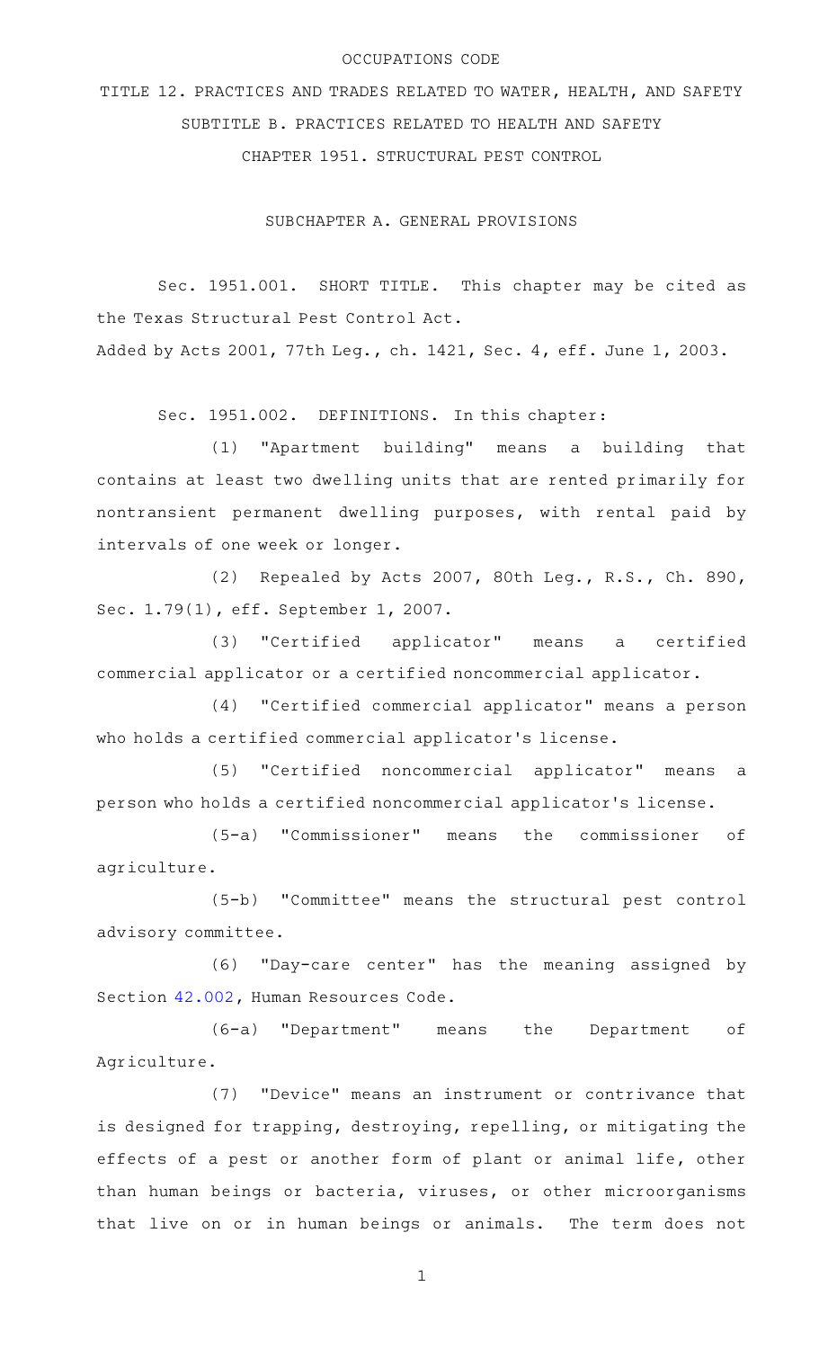OCCUPATIONS CODE

TITLE 12. PRACTICES AND TRADES RELATED TO WATER, HEALTH, AND SAFETY

SUBTITLE B. PRACTICES RELATED TO HEALTH AND SAFETY

CHAPTER 1951. STRUCTURAL PEST CONTROL

SUBCHAPTER A. GENERAL PROVISIONS

Sec. 1951.001. SHORT TITLE. This chapter may be cited as the Texas Structural Pest Control Act.

Added by Acts 2001, 77th Leg., ch. 1421, Sec. 4, eff. June 1, 2003.

Sec. 1951.002. DEFINITIONS. In this chapter:

(1) "Apartment building" means a building that contains at least two dwelling units that are rented primarily for nontransient permanent dwelling purposes, with rental paid by intervals of one week or longer.

(2) Repealed by Acts 2007, 80th Leg., R.S., Ch. 890, Sec. 1.79(1), eff. September 1, 2007.

(3) "Certified applicator" means a certified commercial applicator or a certified noncommercial applicator.

(4) "Certified commercial applicator" means a person who holds a certified commercial applicator's license.

(5) "Certified noncommercial applicator" means a person who holds a certified noncommercial applicator's license.

(5-a) "Commissioner" means the commissioner of agriculture.

(5-b) "Committee" means the structural pest control advisory committee.

(6) "Day-care center" has the meaning assigned by Section 42.002, Human Resources Code.

(6-a) "Department" means the Department of Agriculture.

(7) "Device" means an instrument or contrivance that is designed for trapping, destroying, repelling, or mitigating the effects of a pest or another form of plant or animal life, other than human beings or bacteria, viruses, or other microorganisms that live on or in human beings or animals. The term does not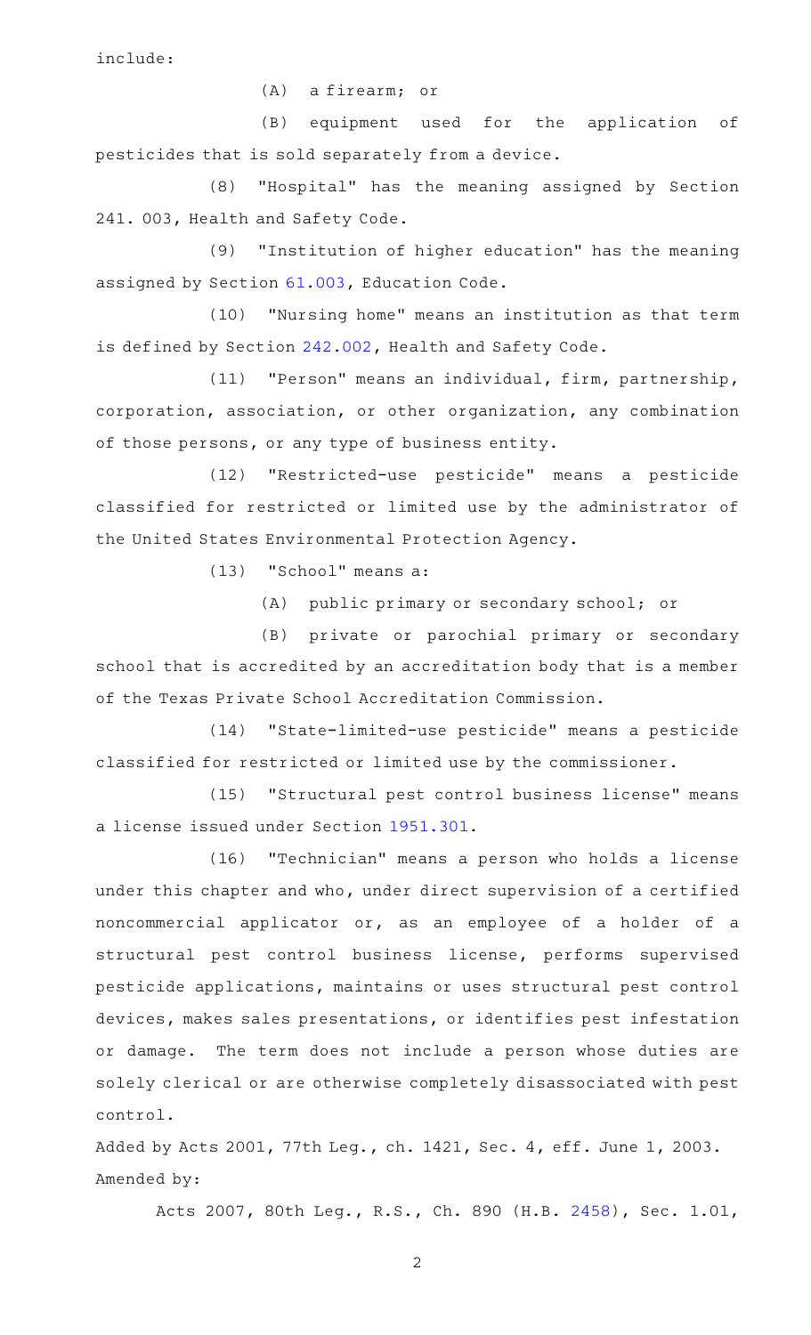include:

(A) a firearm; or

(B) equipment used for the application of pesticides that is sold separately from a device.

(8) "Hospital" has the meaning assigned by Section 241. 003, Health and Safety Code.

(9) "Institution of higher education" has the meaning assigned by Section 61.003, Education Code.

(10) "Nursing home" means an institution as that term is defined by Section 242.002, Health and Safety Code.

(11) "Person" means an individual, firm, partnership, corporation, association, or other organization, any combination of those persons, or any type of business entity.

(12) "Restricted-use pesticide" means a pesticide classified for restricted or limited use by the administrator of the United States Environmental Protection Agency.

(13) "School" means a:

(A) public primary or secondary school; or

(B) private or parochial primary or secondary school that is accredited by an accreditation body that is a member of the Texas Private School Accreditation Commission.

(14) "State-limited-use pesticide" means a pesticide classified for restricted or limited use by the commissioner.

(15) "Structural pest control business license" means a license issued under Section 1951.301.

(16) "Technician" means a person who holds a license under this chapter and who, under direct supervision of a certified noncommercial applicator or, as an employee of a holder of a structural pest control business license, performs supervised pesticide applications, maintains or uses structural pest control devices, makes sales presentations, or identifies pest infestation or damage. The term does not include a person whose duties are solely clerical or are otherwise completely disassociated with pest control.

Added by Acts 2001, 77th Leg., ch. 1421, Sec. 4, eff. June 1, 2003.
Amended by:

Acts 2007, 80th Leg., R.S., Ch. 890 (H.B. 2458), Sec. 1.01,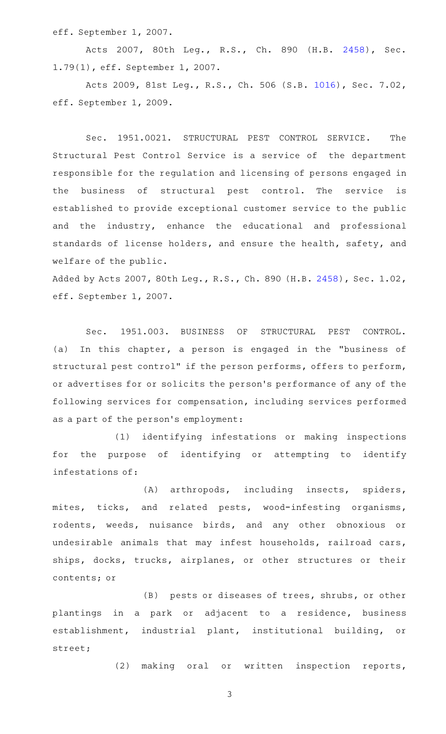eff. September 1, 2007.

Acts 2007, 80th Leg., R.S., Ch. 890 (H.B. 2458), Sec. 1.79(1), eff. September 1, 2007.

Acts 2009, 81st Leg., R.S., Ch. 506 (S.B. 1016), Sec. 7.02, eff. September 1, 2009.

Sec. 1951.0021. STRUCTURAL PEST CONTROL SERVICE. The Structural Pest Control Service is a service of the department responsible for the regulation and licensing of persons engaged in the business of structural pest control. The service is established to provide exceptional customer service to the public and the industry, enhance the educational and professional standards of license holders, and ensure the health, safety, and welfare of the public.

Added by Acts 2007, 80th Leg., R.S., Ch. 890 (H.B. 2458), Sec. 1.02, eff. September 1, 2007.

Sec. 1951.003. BUSINESS OF STRUCTURAL PEST CONTROL. (a) In this chapter, a person is engaged in the "business of structural pest control" if the person performs, offers to perform, or advertises for or solicits the person's performance of any of the following services for compensation, including services performed as a part of the person's employment:

(1) identifying infestations or making inspections for the purpose of identifying or attempting to identify infestations of:

(A) arthropods, including insects, spiders, mites, ticks, and related pests, wood-infesting organisms, rodents, weeds, nuisance birds, and any other obnoxious or undesirable animals that may infest households, railroad cars, ships, docks, trucks, airplanes, or other structures or their contents; or

(B) pests or diseases of trees, shrubs, or other plantings in a park or adjacent to a residence, business establishment, industrial plant, institutional building, or street;

(2) making oral or written inspection reports,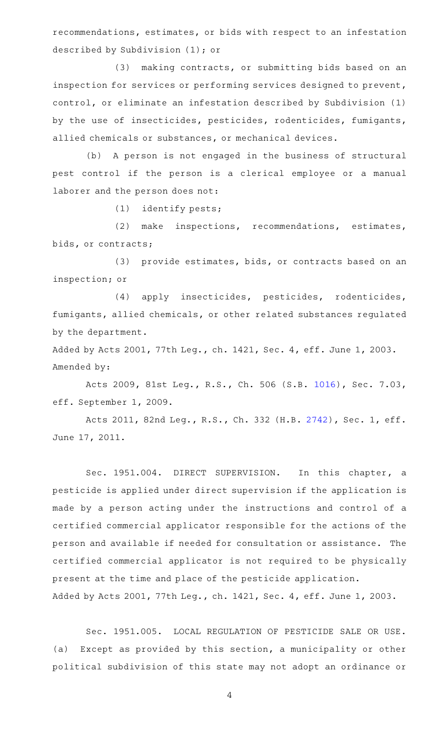recommendations, estimates, or bids with respect to an infestation described by Subdivision (1); or

(3) making contracts, or submitting bids based on an inspection for services or performing services designed to prevent, control, or eliminate an infestation described by Subdivision (1) by the use of insecticides, pesticides, rodenticides, fumigants, allied chemicals or substances, or mechanical devices.

(b) A person is not engaged in the business of structural pest control if the person is a clerical employee or a manual laborer and the person does not:

(1) identify pests;

(2) make inspections, recommendations, estimates, bids, or contracts;

(3) provide estimates, bids, or contracts based on an inspection; or

(4) apply insecticides, pesticides, rodenticides, fumigants, allied chemicals, or other related substances regulated by the department.

Added by Acts 2001, 77th Leg., ch. 1421, Sec. 4, eff. June 1, 2003.
Amended by:

Acts 2009, 81st Leg., R.S., Ch. 506 (S.B. 1016), Sec. 7.03, eff. September 1, 2009.

Acts 2011, 82nd Leg., R.S., Ch. 332 (H.B. 2742), Sec. 1, eff. June 17, 2011.

Sec. 1951.004. DIRECT SUPERVISION. In this chapter, a pesticide is applied under direct supervision if the application is made by a person acting under the instructions and control of a certified commercial applicator responsible for the actions of the person and available if needed for consultation or assistance. The certified commercial applicator is not required to be physically present at the time and place of the pesticide application.
Added by Acts 2001, 77th Leg., ch. 1421, Sec. 4, eff. June 1, 2003.

Sec. 1951.005. LOCAL REGULATION OF PESTICIDE SALE OR USE. (a) Except as provided by this section, a municipality or other political subdivision of this state may not adopt an ordinance or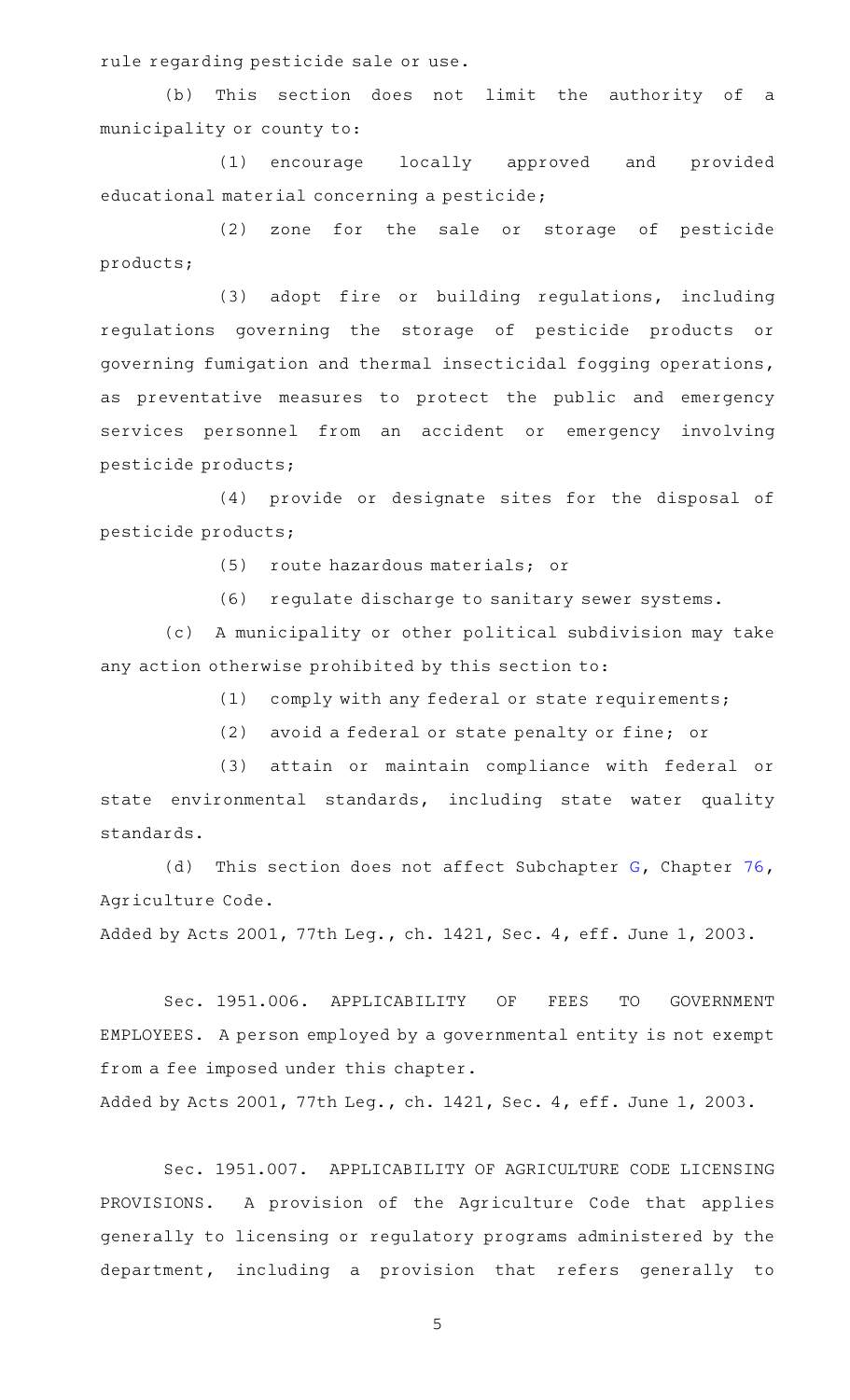rule regarding pesticide sale or use.

(b) This section does not limit the authority of a municipality or county to:

(1) encourage locally approved and provided educational material concerning a pesticide;

(2) zone for the sale or storage of pesticide products;

(3) adopt fire or building regulations, including regulations governing the storage of pesticide products or governing fumigation and thermal insecticidal fogging operations, as preventative measures to protect the public and emergency services personnel from an accident or emergency involving pesticide products;

(4) provide or designate sites for the disposal of pesticide products;

(5) route hazardous materials; or

(6) regulate discharge to sanitary sewer systems.

(c) A municipality or other political subdivision may take any action otherwise prohibited by this section to:

(1) comply with any federal or state requirements;

(2) avoid a federal or state penalty or fine; or

(3) attain or maintain compliance with federal or state environmental standards, including state water quality standards.

(d) This section does not affect Subchapter G, Chapter 76, Agriculture Code.

Added by Acts 2001, 77th Leg., ch. 1421, Sec. 4, eff. June 1, 2003.

Sec. 1951.006. APPLICABILITY OF FEES TO GOVERNMENT EMPLOYEES. A person employed by a governmental entity is not exempt from a fee imposed under this chapter.

Added by Acts 2001, 77th Leg., ch. 1421, Sec. 4, eff. June 1, 2003.

Sec. 1951.007. APPLICABILITY OF AGRICULTURE CODE LICENSING PROVISIONS. A provision of the Agriculture Code that applies generally to licensing or regulatory programs administered by the department, including a provision that refers generally to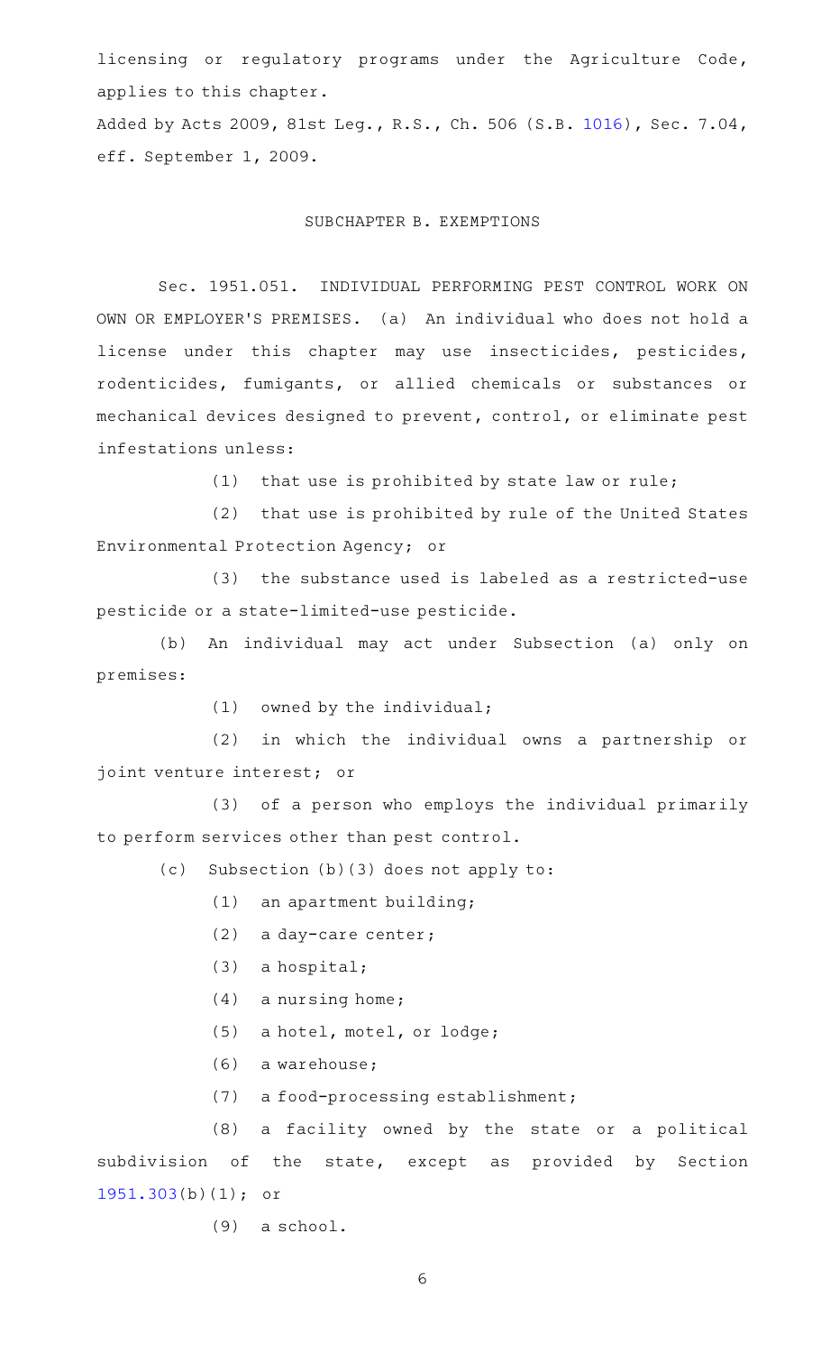licensing or regulatory programs under the Agriculture Code, applies to this chapter.

Added by Acts 2009, 81st Leg., R.S., Ch. 506 (S.B. 1016), Sec. 7.04, eff. September 1, 2009.

SUBCHAPTER B. EXEMPTIONS

Sec. 1951.051. INDIVIDUAL PERFORMING PEST CONTROL WORK ON OWN OR EMPLOYER'S PREMISES. (a) An individual who does not hold a license under this chapter may use insecticides, pesticides, rodenticides, fumigants, or allied chemicals or substances or mechanical devices designed to prevent, control, or eliminate pest infestations unless:

(1) that use is prohibited by state law or rule;

(2) that use is prohibited by rule of the United States Environmental Protection Agency; or

(3) the substance used is labeled as a restricted-use pesticide or a state-limited-use pesticide.

(b) An individual may act under Subsection (a) only on premises:

(1) owned by the individual;

(2) in which the individual owns a partnership or joint venture interest; or

(3) of a person who employs the individual primarily to perform services other than pest control.

(c) Subsection (b)(3) does not apply to:

(1) an apartment building;

(2) a day-care center;

(3) a hospital;

(4) a nursing home;

(5) a hotel, motel, or lodge;

(6) a warehouse;

(7) a food-processing establishment;

(8) a facility owned by the state or a political subdivision of the state, except as provided by Section 1951.303(b)(1); or

(9) a school.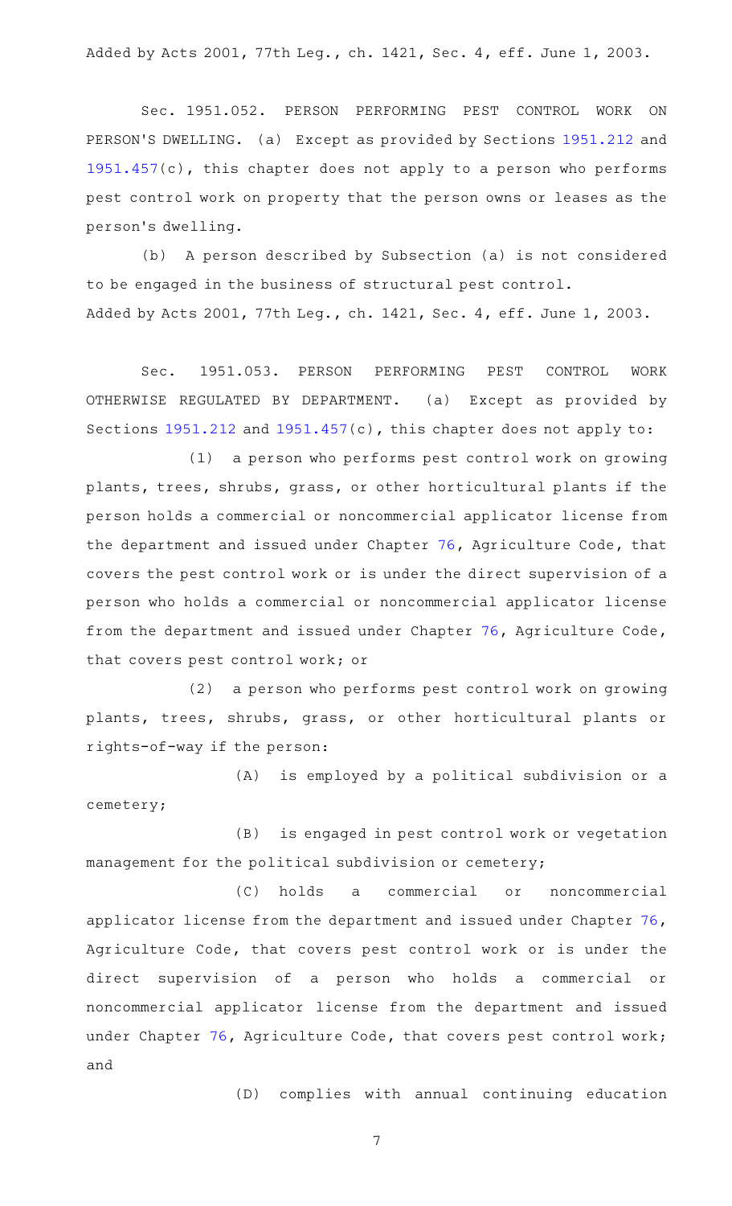Added by Acts 2001, 77th Leg., ch. 1421, Sec. 4, eff. June 1, 2003.

Sec. 1951.052. PERSON PERFORMING PEST CONTROL WORK ON PERSON'S DWELLING. (a) Except as provided by Sections 1951.212 and 1951.457(c), this chapter does not apply to a person who performs pest control work on property that the person owns or leases as the person's dwelling.

(b) A person described by Subsection (a) is not considered to be engaged in the business of structural pest control.

Added by Acts 2001, 77th Leg., ch. 1421, Sec. 4, eff. June 1, 2003.

Sec. 1951.053. PERSON PERFORMING PEST CONTROL WORK OTHERWISE REGULATED BY DEPARTMENT. (a) Except as provided by Sections 1951.212 and 1951.457(c), this chapter does not apply to:

(1) a person who performs pest control work on growing plants, trees, shrubs, grass, or other horticultural plants if the person holds a commercial or noncommercial applicator license from the department and issued under Chapter 76, Agriculture Code, that covers the pest control work or is under the direct supervision of a person who holds a commercial or noncommercial applicator license from the department and issued under Chapter 76, Agriculture Code, that covers pest control work; or

(2) a person who performs pest control work on growing plants, trees, shrubs, grass, or other horticultural plants or rights-of-way if the person:

(A) is employed by a political subdivision or a cemetery;

(B) is engaged in pest control work or vegetation management for the political subdivision or cemetery;

(C) holds a commercial or noncommercial applicator license from the department and issued under Chapter 76, Agriculture Code, that covers pest control work or is under the direct supervision of a person who holds a commercial or noncommercial applicator license from the department and issued under Chapter 76, Agriculture Code, that covers pest control work; and

(D) complies with annual continuing education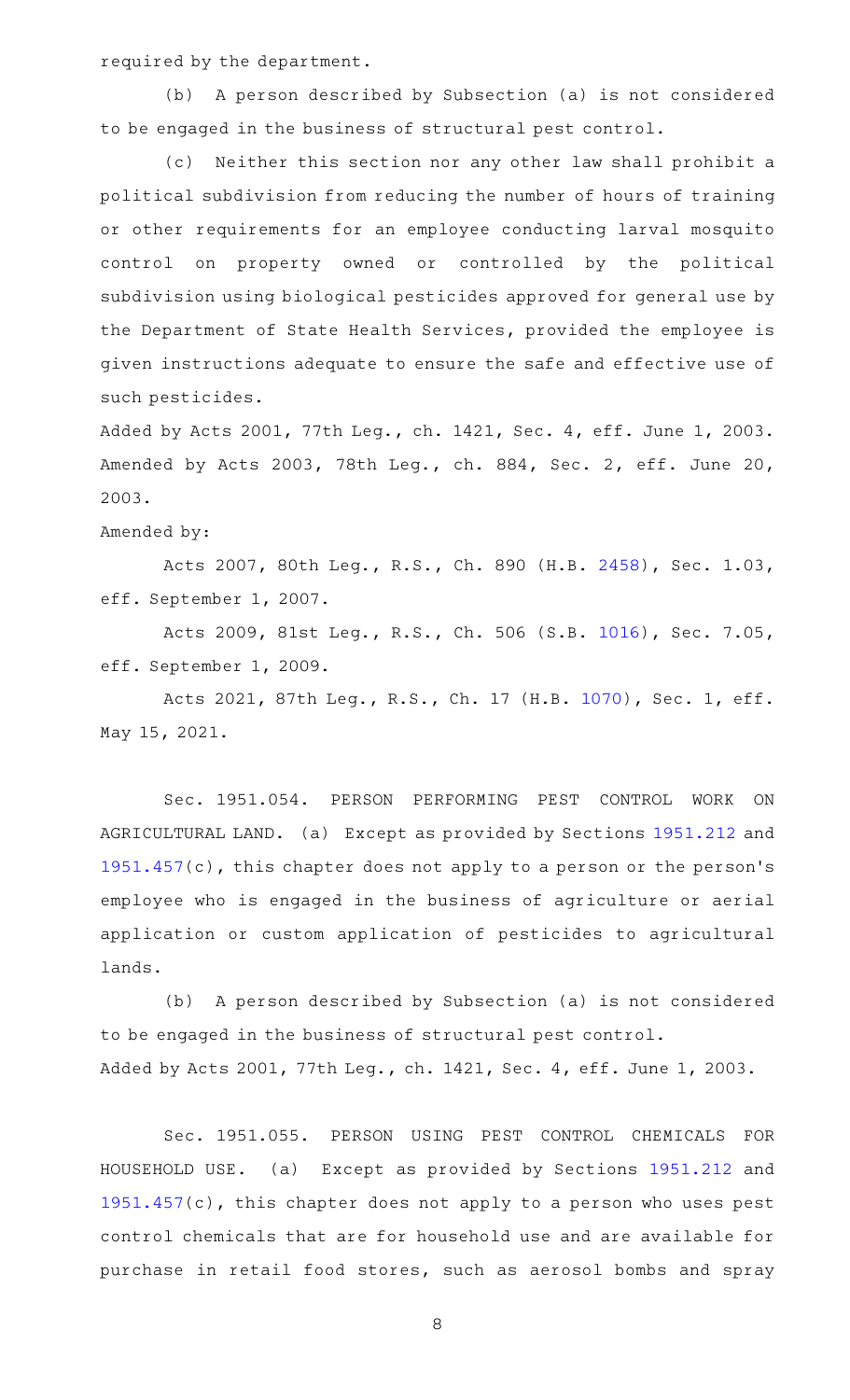required by the department.

(b) A person described by Subsection (a) is not considered to be engaged in the business of structural pest control.

(c) Neither this section nor any other law shall prohibit a political subdivision from reducing the number of hours of training or other requirements for an employee conducting larval mosquito control on property owned or controlled by the political subdivision using biological pesticides approved for general use by the Department of State Health Services, provided the employee is given instructions adequate to ensure the safe and effective use of such pesticides.

Added by Acts 2001, 77th Leg., ch. 1421, Sec. 4, eff. June 1, 2003. Amended by Acts 2003, 78th Leg., ch. 884, Sec. 2, eff. June 20, 2003.

Amended by:

Acts 2007, 80th Leg., R.S., Ch. 890 (H.B. 2458), Sec. 1.03, eff. September 1, 2007.

Acts 2009, 81st Leg., R.S., Ch. 506 (S.B. 1016), Sec. 7.05, eff. September 1, 2009.

Acts 2021, 87th Leg., R.S., Ch. 17 (H.B. 1070), Sec. 1, eff. May 15, 2021.

Sec. 1951.054. PERSON PERFORMING PEST CONTROL WORK ON AGRICULTURAL LAND. (a) Except as provided by Sections 1951.212 and 1951.457(c), this chapter does not apply to a person or the person's employee who is engaged in the business of agriculture or aerial application or custom application of pesticides to agricultural lands.

(b) A person described by Subsection (a) is not considered to be engaged in the business of structural pest control.

Added by Acts 2001, 77th Leg., ch. 1421, Sec. 4, eff. June 1, 2003.

Sec. 1951.055. PERSON USING PEST CONTROL CHEMICALS FOR HOUSEHOLD USE. (a) Except as provided by Sections 1951.212 and 1951.457(c), this chapter does not apply to a person who uses pest control chemicals that are for household use and are available for purchase in retail food stores, such as aerosol bombs and spray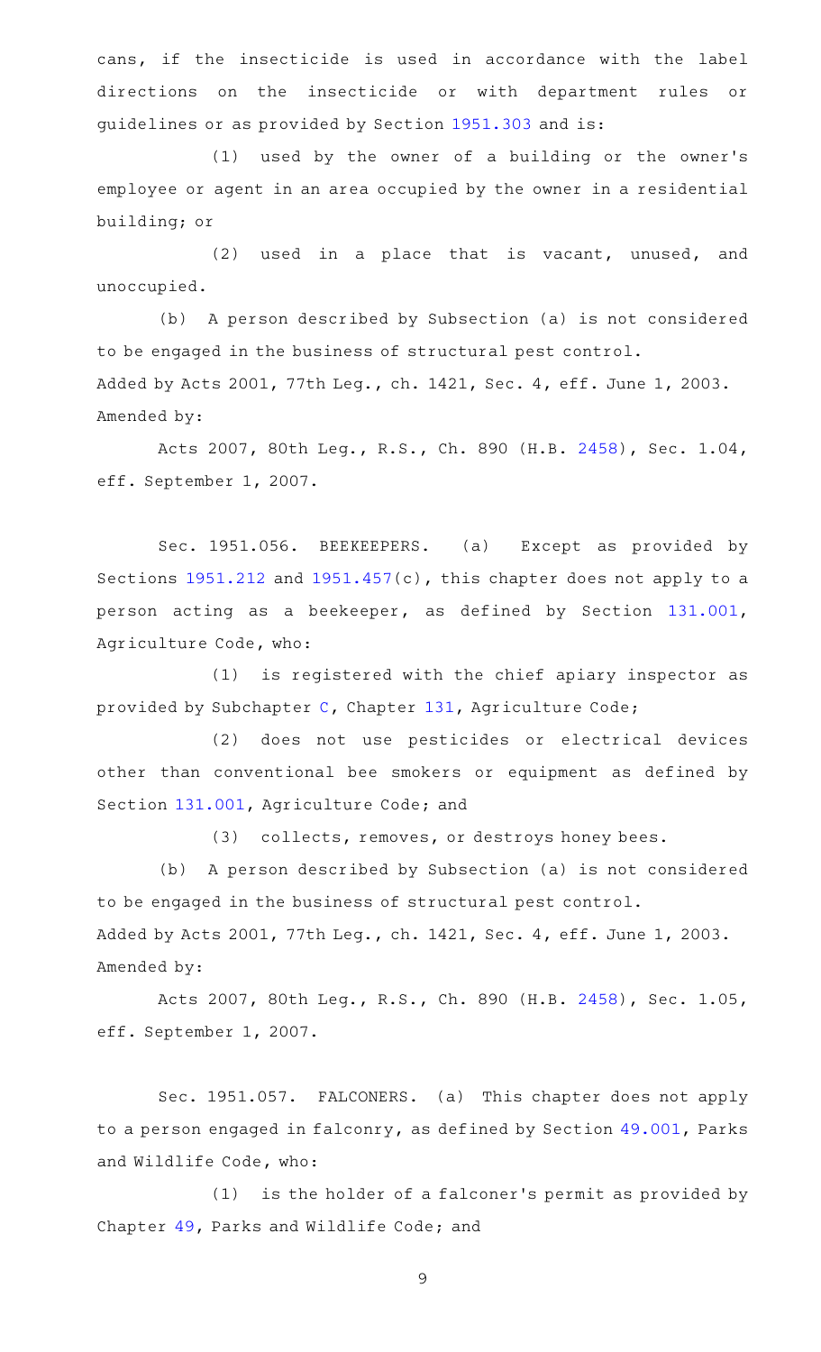cans, if the insecticide is used in accordance with the label directions on the insecticide or with department rules or guidelines or as provided by Section 1951.303 and is:

(1) used by the owner of a building or the owner's employee or agent in an area occupied by the owner in a residential building; or

(2) used in a place that is vacant, unused, and unoccupied.

(b) A person described by Subsection (a) is not considered to be engaged in the business of structural pest control.

Added by Acts 2001, 77th Leg., ch. 1421, Sec. 4, eff. June 1, 2003.

Amended by:

Acts 2007, 80th Leg., R.S., Ch. 890 (H.B. 2458), Sec. 1.04, eff. September 1, 2007.

Sec. 1951.056. BEEKEEPERS. (a) Except as provided by Sections 1951.212 and 1951.457(c), this chapter does not apply to a person acting as a beekeeper, as defined by Section 131.001, Agriculture Code, who:

(1) is registered with the chief apiary inspector as provided by Subchapter C, Chapter 131, Agriculture Code;

(2) does not use pesticides or electrical devices other than conventional bee smokers or equipment as defined by Section 131.001, Agriculture Code; and

(3) collects, removes, or destroys honey bees.

(b) A person described by Subsection (a) is not considered to be engaged in the business of structural pest control.

Added by Acts 2001, 77th Leg., ch. 1421, Sec. 4, eff. June 1, 2003.

Amended by:

Acts 2007, 80th Leg., R.S., Ch. 890 (H.B. 2458), Sec. 1.05, eff. September 1, 2007.

Sec. 1951.057. FALCONERS. (a) This chapter does not apply to a person engaged in falconry, as defined by Section 49.001, Parks and Wildlife Code, who:

(1) is the holder of a falconer's permit as provided by Chapter 49, Parks and Wildlife Code; and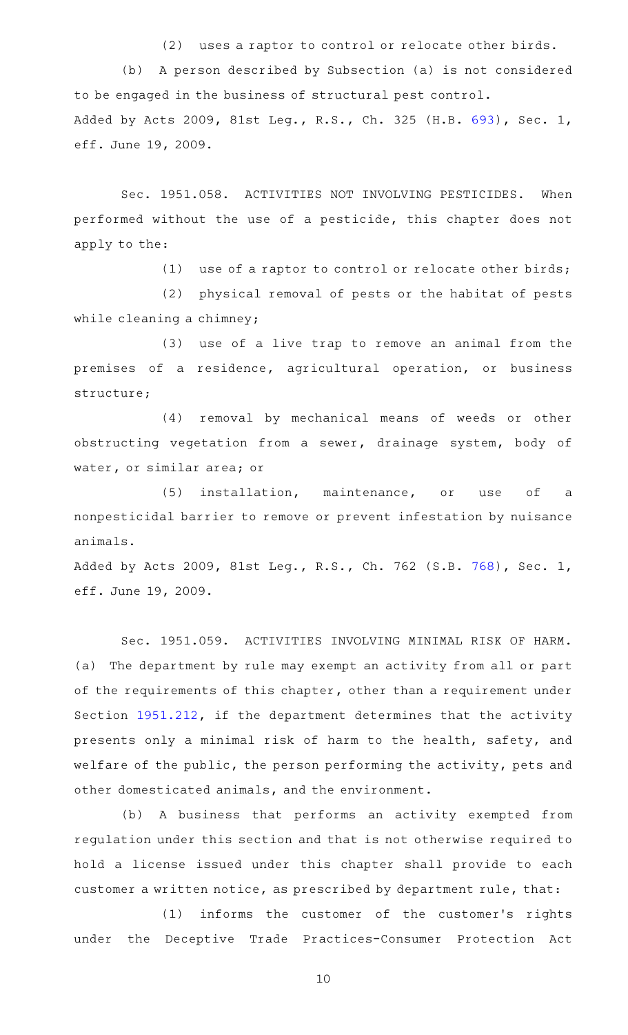(2) uses a raptor to control or relocate other birds.

(b) A person described by Subsection (a) is not considered to be engaged in the business of structural pest control.

Added by Acts 2009, 81st Leg., R.S., Ch. 325 (H.B. 693), Sec. 1, eff. June 19, 2009.

Sec. 1951.058. ACTIVITIES NOT INVOLVING PESTICIDES. When performed without the use of a pesticide, this chapter does not apply to the:

(1) use of a raptor to control or relocate other birds;

(2) physical removal of pests or the habitat of pests while cleaning a chimney;

(3) use of a live trap to remove an animal from the premises of a residence, agricultural operation, or business structure;

(4) removal by mechanical means of weeds or other obstructing vegetation from a sewer, drainage system, body of water, or similar area; or

(5) installation, maintenance, or use of a nonpesticidal barrier to remove or prevent infestation by nuisance animals.

Added by Acts 2009, 81st Leg., R.S., Ch. 762 (S.B. 768), Sec. 1, eff. June 19, 2009.

Sec. 1951.059. ACTIVITIES INVOLVING MINIMAL RISK OF HARM. (a) The department by rule may exempt an activity from all or part of the requirements of this chapter, other than a requirement under Section 1951.212, if the department determines that the activity presents only a minimal risk of harm to the health, safety, and welfare of the public, the person performing the activity, pets and other domesticated animals, and the environment.

(b) A business that performs an activity exempted from regulation under this section and that is not otherwise required to hold a license issued under this chapter shall provide to each customer a written notice, as prescribed by department rule, that:

(1) informs the customer of the customer's rights under the Deceptive Trade Practices-Consumer Protection Act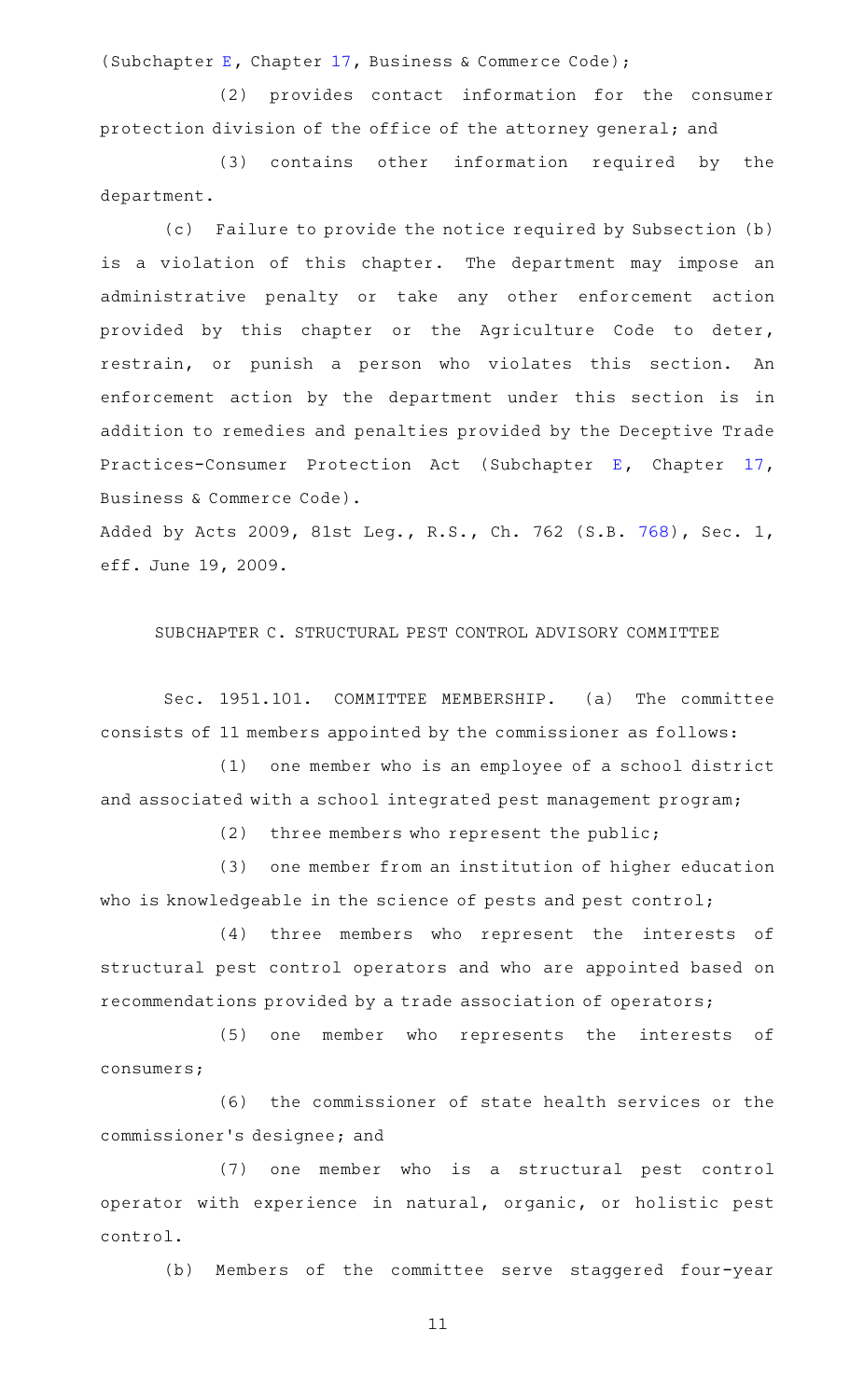(Subchapter E, Chapter 17, Business & Commerce Code);

(2) provides contact information for the consumer protection division of the office of the attorney general; and

(3) contains other information required by the department.

(c) Failure to provide the notice required by Subsection (b) is a violation of this chapter. The department may impose an administrative penalty or take any other enforcement action provided by this chapter or the Agriculture Code to deter, restrain, or punish a person who violates this section. An enforcement action by the department under this section is in addition to remedies and penalties provided by the Deceptive Trade Practices-Consumer Protection Act (Subchapter E, Chapter 17, Business & Commerce Code).

Added by Acts 2009, 81st Leg., R.S., Ch. 762 (S.B. 768), Sec. 1, eff. June 19, 2009.

SUBCHAPTER C. STRUCTURAL PEST CONTROL ADVISORY COMMITTEE

Sec. 1951.101. COMMITTEE MEMBERSHIP. (a) The committee consists of 11 members appointed by the commissioner as follows:

(1) one member who is an employee of a school district and associated with a school integrated pest management program;

(2) three members who represent the public;

(3) one member from an institution of higher education who is knowledgeable in the science of pests and pest control;

(4) three members who represent the interests of structural pest control operators and who are appointed based on recommendations provided by a trade association of operators;

(5) one member who represents the interests of consumers;

(6) the commissioner of state health services or the commissioner's designee; and

(7) one member who is a structural pest control operator with experience in natural, organic, or holistic pest control.

(b) Members of the committee serve staggered four-year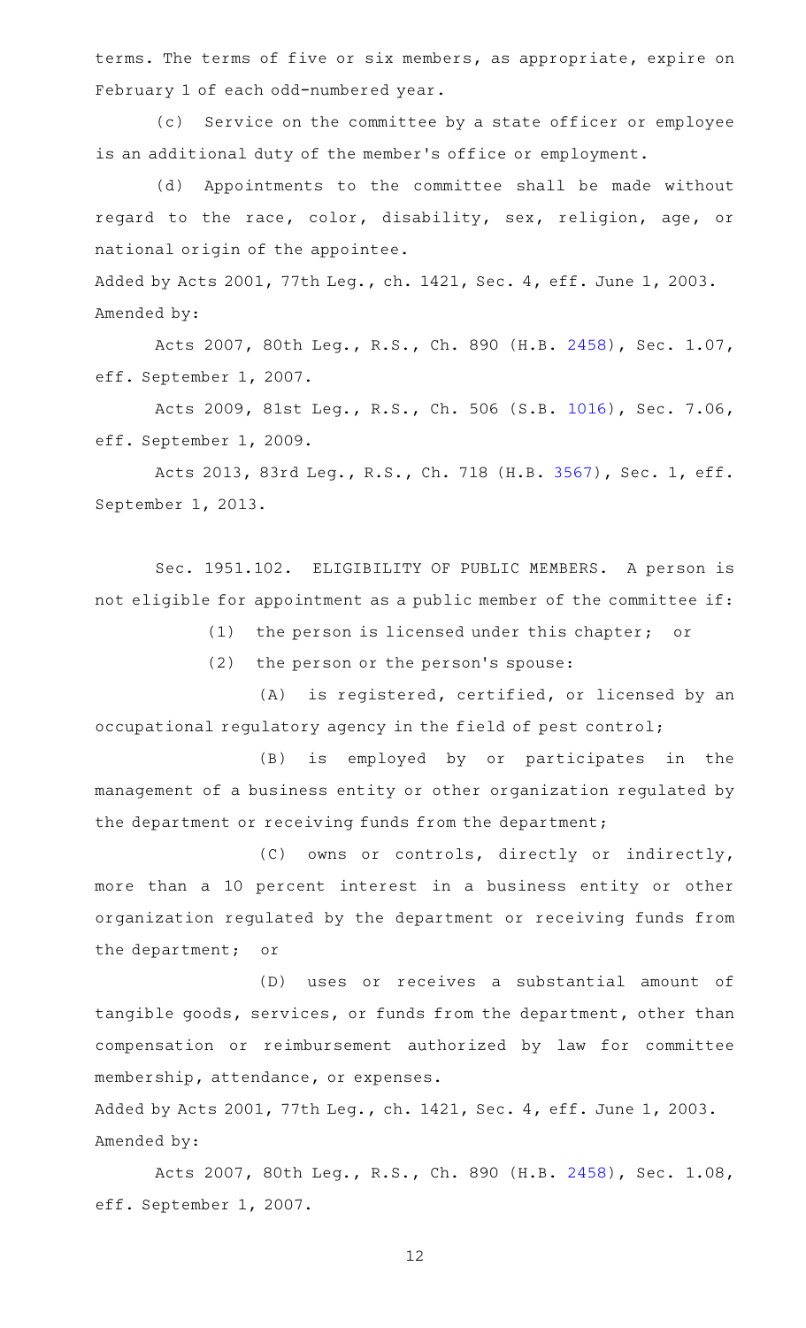terms. The terms of five or six members, as appropriate, expire on February 1 of each odd-numbered year.

(c) Service on the committee by a state officer or employee is an additional duty of the member's office or employment.

(d) Appointments to the committee shall be made without regard to the race, color, disability, sex, religion, age, or national origin of the appointee.

Added by Acts 2001, 77th Leg., ch. 1421, Sec. 4, eff. June 1, 2003.
Amended by:

Acts 2007, 80th Leg., R.S., Ch. 890 (H.B. 2458), Sec. 1.07, eff. September 1, 2007.

Acts 2009, 81st Leg., R.S., Ch. 506 (S.B. 1016), Sec. 7.06, eff. September 1, 2009.

Acts 2013, 83rd Leg., R.S., Ch. 718 (H.B. 3567), Sec. 1, eff. September 1, 2013.

Sec. 1951.102. ELIGIBILITY OF PUBLIC MEMBERS. A person is not eligible for appointment as a public member of the committee if:

(1) the person is licensed under this chapter; or

(2) the person or the person's spouse:

(A) is registered, certified, or licensed by an occupational regulatory agency in the field of pest control;

(B) is employed by or participates in the management of a business entity or other organization regulated by the department or receiving funds from the department;

(C) owns or controls, directly or indirectly, more than a 10 percent interest in a business entity or other organization regulated by the department or receiving funds from the department; or

(D) uses or receives a substantial amount of tangible goods, services, or funds from the department, other than compensation or reimbursement authorized by law for committee membership, attendance, or expenses.

Added by Acts 2001, 77th Leg., ch. 1421, Sec. 4, eff. June 1, 2003.
Amended by:

Acts 2007, 80th Leg., R.S., Ch. 890 (H.B. 2458), Sec. 1.08, eff. September 1, 2007.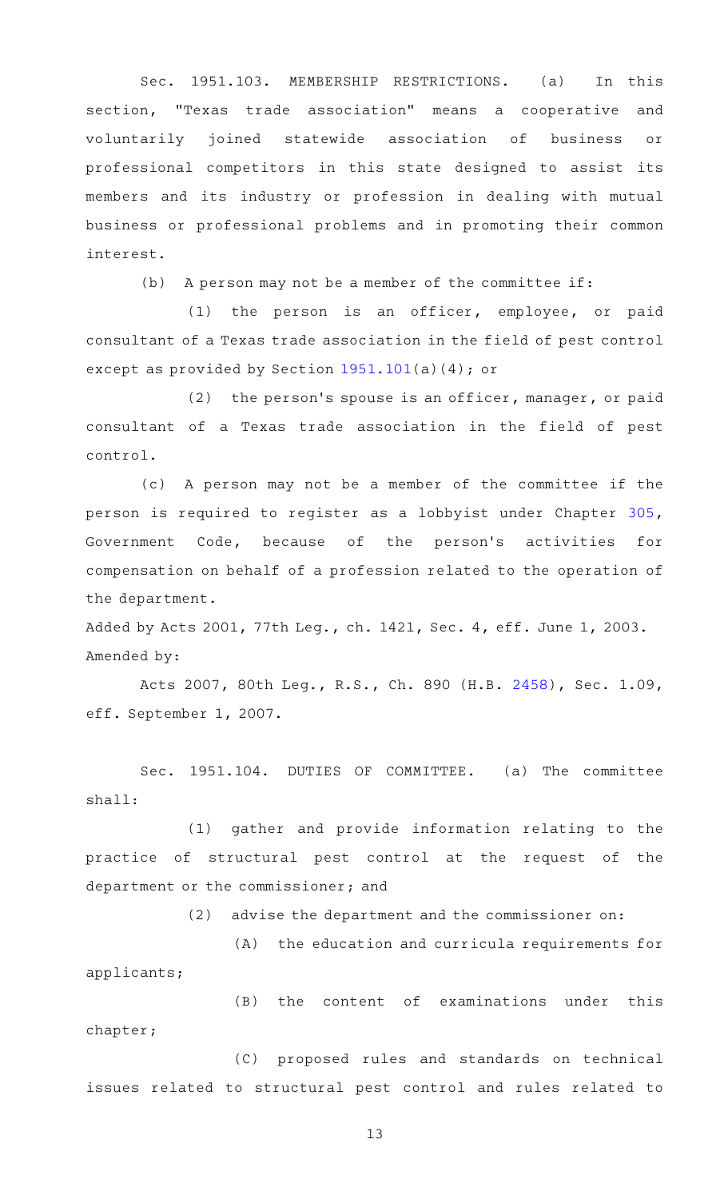Sec. 1951.103. MEMBERSHIP RESTRICTIONS. (a) In this section, "Texas trade association" means a cooperative and voluntarily joined statewide association of business or professional competitors in this state designed to assist its members and its industry or profession in dealing with mutual business or professional problems and in promoting their common interest.

(b) A person may not be a member of the committee if:

(1) the person is an officer, employee, or paid consultant of a Texas trade association in the field of pest control except as provided by Section 1951.101(a)(4); or

(2) the person's spouse is an officer, manager, or paid consultant of a Texas trade association in the field of pest control.

(c) A person may not be a member of the committee if the person is required to register as a lobbyist under Chapter 305, Government Code, because of the person's activities for compensation on behalf of a profession related to the operation of the department.

Added by Acts 2001, 77th Leg., ch. 1421, Sec. 4, eff. June 1, 2003.
Amended by:

Acts 2007, 80th Leg., R.S., Ch. 890 (H.B. 2458), Sec. 1.09, eff. September 1, 2007.

Sec. 1951.104. DUTIES OF COMMITTEE. (a) The committee shall:

(1) gather and provide information relating to the practice of structural pest control at the request of the department or the commissioner; and

(2) advise the department and the commissioner on:

(A) the education and curricula requirements for applicants;

(B) the content of examinations under this chapter;

(C) proposed rules and standards on technical issues related to structural pest control and rules related to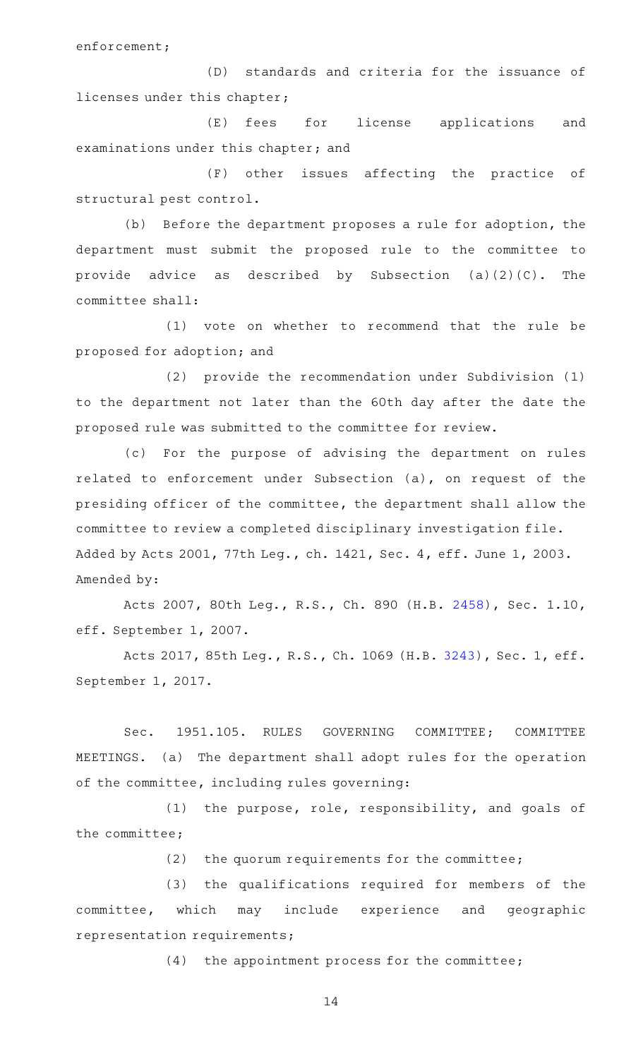enforcement;

(D) standards and criteria for the issuance of licenses under this chapter;

(E) fees for license applications and examinations under this chapter; and

(F) other issues affecting the practice of structural pest control.

(b) Before the department proposes a rule for adoption, the department must submit the proposed rule to the committee to provide advice as described by Subsection (a)(2)(C). The committee shall:

(1) vote on whether to recommend that the rule be proposed for adoption; and

(2) provide the recommendation under Subdivision (1) to the department not later than the 60th day after the date the proposed rule was submitted to the committee for review.

(c) For the purpose of advising the department on rules related to enforcement under Subsection (a), on request of the presiding officer of the committee, the department shall allow the committee to review a completed disciplinary investigation file.

Added by Acts 2001, 77th Leg., ch. 1421, Sec. 4, eff. June 1, 2003.

Amended by:

Acts 2007, 80th Leg., R.S., Ch. 890 (H.B. 2458), Sec. 1.10, eff. September 1, 2007.

Acts 2017, 85th Leg., R.S., Ch. 1069 (H.B. 3243), Sec. 1, eff. September 1, 2017.

Sec. 1951.105. RULES GOVERNING COMMITTEE; COMMITTEE MEETINGS. (a) The department shall adopt rules for the operation of the committee, including rules governing:

(1) the purpose, role, responsibility, and goals of the committee;

(2) the quorum requirements for the committee;

(3) the qualifications required for members of the committee, which may include experience and geographic representation requirements;

(4) the appointment process for the committee;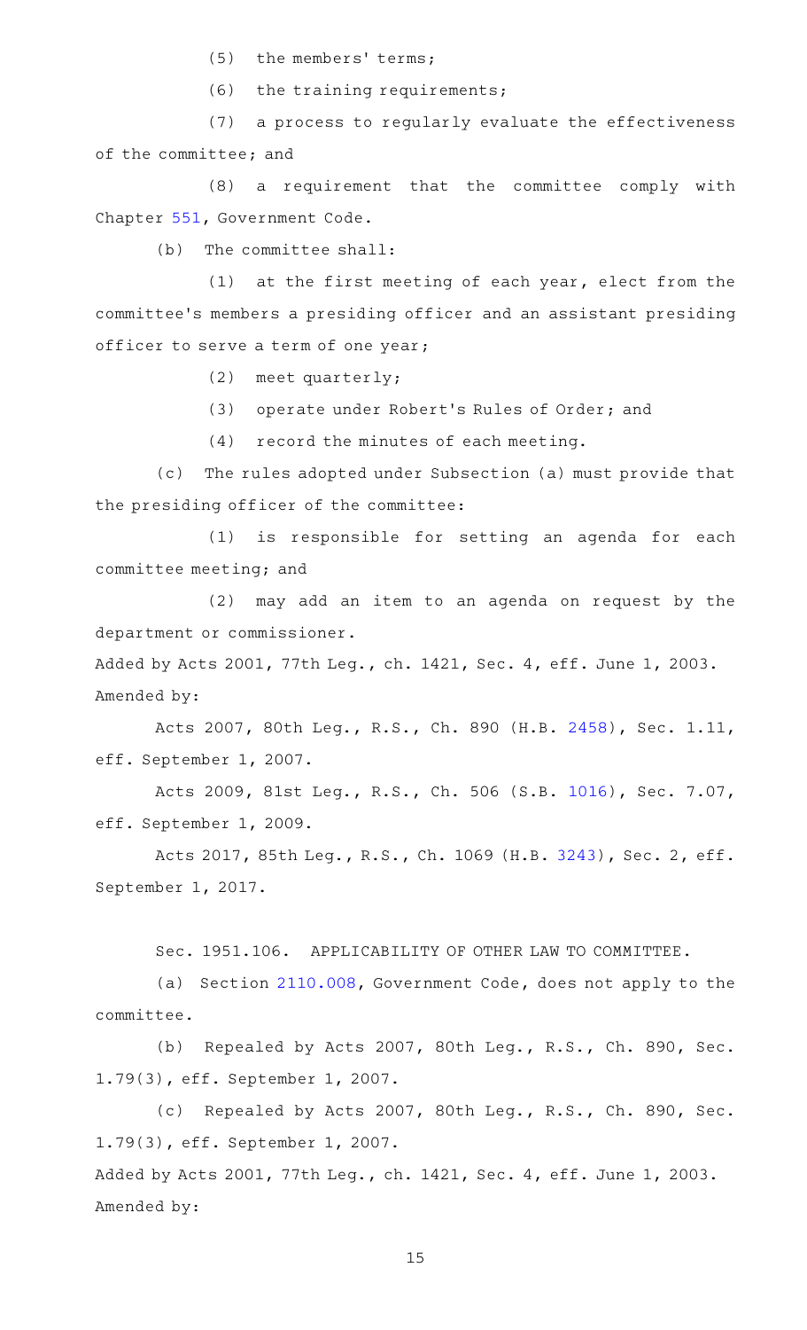(5) the members' terms;

(6) the training requirements;

(7) a process to regularly evaluate the effectiveness of the committee; and

(8) a requirement that the committee comply with Chapter 551, Government Code.

(b) The committee shall:

(1) at the first meeting of each year, elect from the committee's members a presiding officer and an assistant presiding officer to serve a term of one year;

(2) meet quarterly;

(3) operate under Robert's Rules of Order; and

(4) record the minutes of each meeting.

(c) The rules adopted under Subsection (a) must provide that the presiding officer of the committee:

(1) is responsible for setting an agenda for each committee meeting; and

(2) may add an item to an agenda on request by the department or commissioner.

Added by Acts 2001, 77th Leg., ch. 1421, Sec. 4, eff. June 1, 2003.
Amended by:

Acts 2007, 80th Leg., R.S., Ch. 890 (H.B. 2458), Sec. 1.11, eff. September 1, 2007.

Acts 2009, 81st Leg., R.S., Ch. 506 (S.B. 1016), Sec. 7.07, eff. September 1, 2009.

Acts 2017, 85th Leg., R.S., Ch. 1069 (H.B. 3243), Sec. 2, eff. September 1, 2017.

Sec. 1951.106. APPLICABILITY OF OTHER LAW TO COMMITTEE.

(a) Section 2110.008, Government Code, does not apply to the committee.

(b) Repealed by Acts 2007, 80th Leg., R.S., Ch. 890, Sec. 1.79(3), eff. September 1, 2007.

(c) Repealed by Acts 2007, 80th Leg., R.S., Ch. 890, Sec. 1.79(3), eff. September 1, 2007.

Added by Acts 2001, 77th Leg., ch. 1421, Sec. 4, eff. June 1, 2003.
Amended by: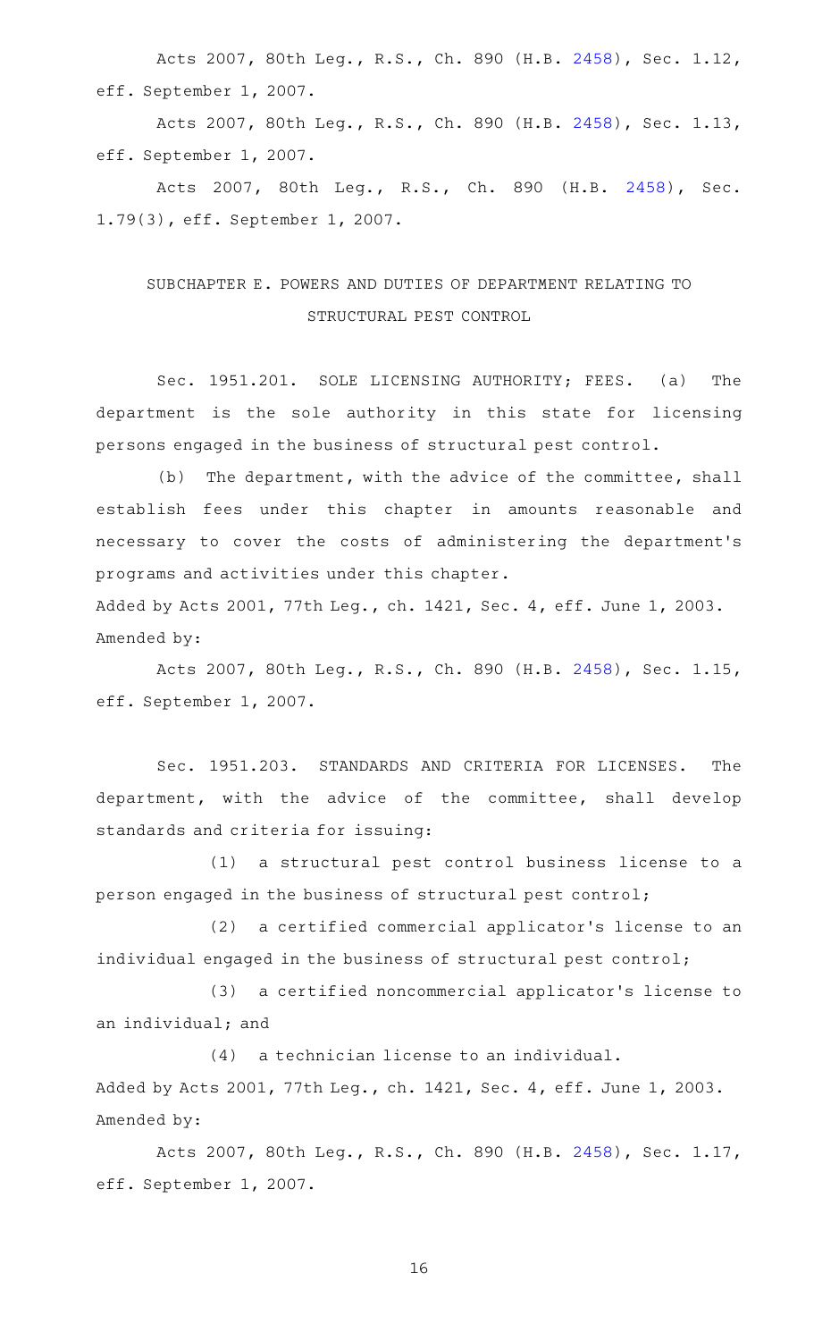Acts 2007, 80th Leg., R.S., Ch. 890 (H.B. 2458), Sec. 1.12, eff. September 1, 2007.

Acts 2007, 80th Leg., R.S., Ch. 890 (H.B. 2458), Sec. 1.13, eff. September 1, 2007.

Acts 2007, 80th Leg., R.S., Ch. 890 (H.B. 2458), Sec. 1.79(3), eff. September 1, 2007.

## SUBCHAPTER E. POWERS AND DUTIES OF DEPARTMENT RELATING TO STRUCTURAL PEST CONTROL

Sec. 1951.201. SOLE LICENSING AUTHORITY; FEES. (a) The department is the sole authority in this state for licensing persons engaged in the business of structural pest control.

(b) The department, with the advice of the committee, shall establish fees under this chapter in amounts reasonable and necessary to cover the costs of administering the department's programs and activities under this chapter.

Added by Acts 2001, 77th Leg., ch. 1421, Sec. 4, eff. June 1, 2003.

Amended by:

Acts 2007, 80th Leg., R.S., Ch. 890 (H.B. 2458), Sec. 1.15, eff. September 1, 2007.

Sec. 1951.203. STANDARDS AND CRITERIA FOR LICENSES. The department, with the advice of the committee, shall develop standards and criteria for issuing:

(1) a structural pest control business license to a person engaged in the business of structural pest control;

(2) a certified commercial applicator's license to an individual engaged in the business of structural pest control;

(3) a certified noncommercial applicator's license to an individual; and

(4) a technician license to an individual.

Added by Acts 2001, 77th Leg., ch. 1421, Sec. 4, eff. June 1, 2003.

Amended by:

Acts 2007, 80th Leg., R.S., Ch. 890 (H.B. 2458), Sec. 1.17, eff. September 1, 2007.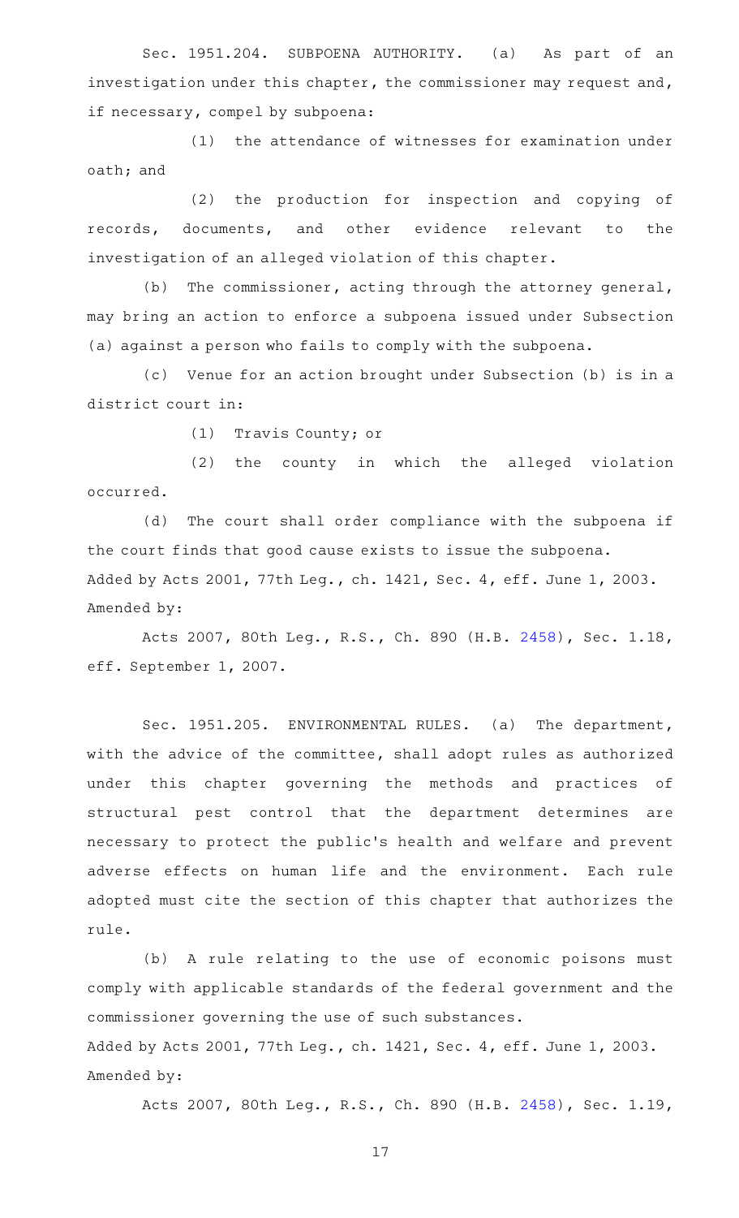Sec. 1951.204. SUBPOENA AUTHORITY. (a) As part of an investigation under this chapter, the commissioner may request and, if necessary, compel by subpoena:

(1) the attendance of witnesses for examination under oath; and

(2) the production for inspection and copying of records, documents, and other evidence relevant to the investigation of an alleged violation of this chapter.

(b) The commissioner, acting through the attorney general, may bring an action to enforce a subpoena issued under Subsection (a) against a person who fails to comply with the subpoena.

(c) Venue for an action brought under Subsection (b) is in a district court in:

(1) Travis County; or

(2) the county in which the alleged violation occurred.

(d) The court shall order compliance with the subpoena if the court finds that good cause exists to issue the subpoena.

Added by Acts 2001, 77th Leg., ch. 1421, Sec. 4, eff. June 1, 2003.

Amended by:

Acts 2007, 80th Leg., R.S., Ch. 890 (H.B. 2458), Sec. 1.18, eff. September 1, 2007.

Sec. 1951.205. ENVIRONMENTAL RULES. (a) The department, with the advice of the committee, shall adopt rules as authorized under this chapter governing the methods and practices of structural pest control that the department determines are necessary to protect the public's health and welfare and prevent adverse effects on human life and the environment. Each rule adopted must cite the section of this chapter that authorizes the rule.

(b) A rule relating to the use of economic poisons must comply with applicable standards of the federal government and the commissioner governing the use of such substances.

Added by Acts 2001, 77th Leg., ch. 1421, Sec. 4, eff. June 1, 2003.

Amended by:

Acts 2007, 80th Leg., R.S., Ch. 890 (H.B. 2458), Sec. 1.19,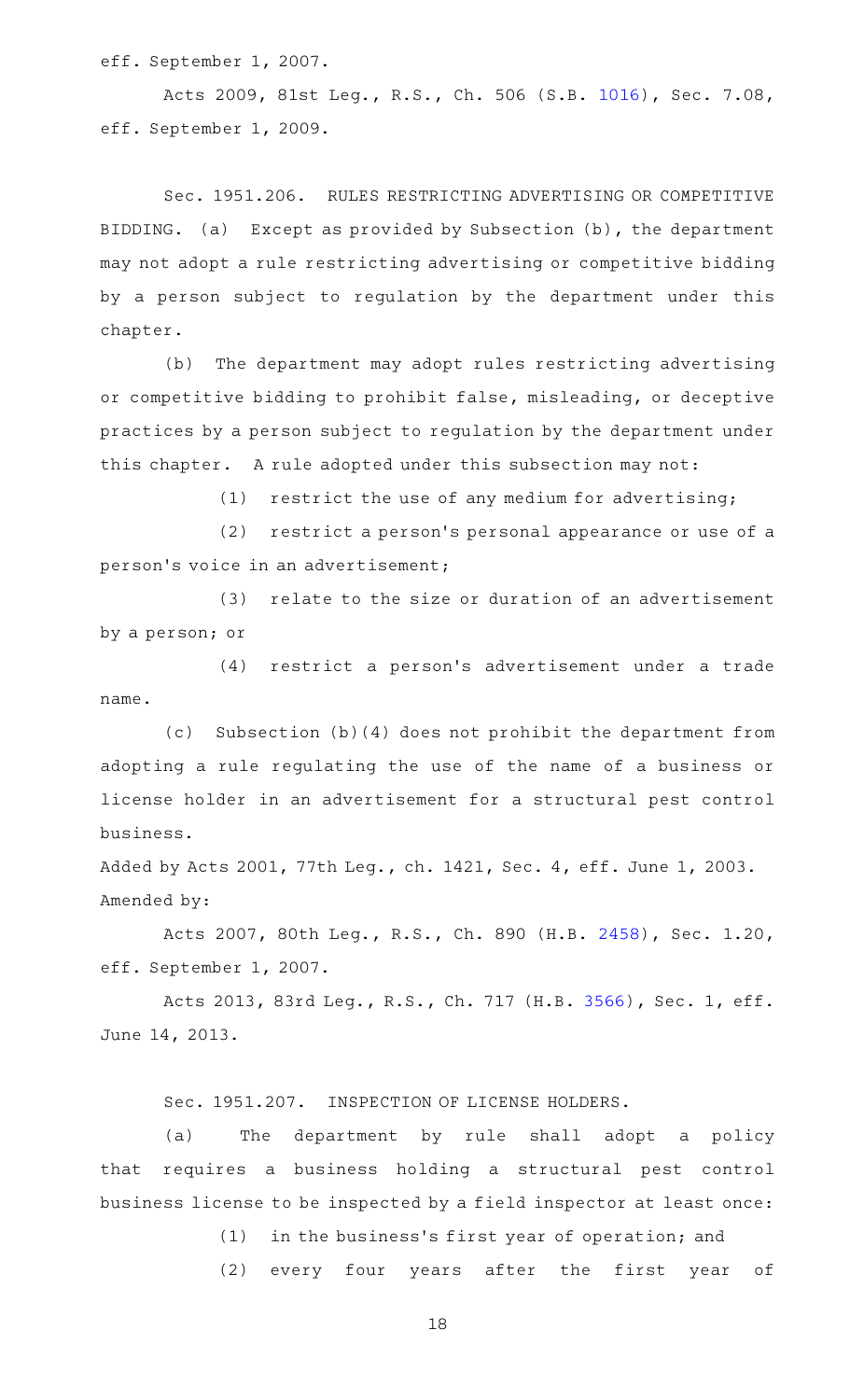eff. September 1, 2007.

Acts 2009, 81st Leg., R.S., Ch. 506 (S.B. 1016), Sec. 7.08, eff. September 1, 2009.

Sec. 1951.206. RULES RESTRICTING ADVERTISING OR COMPETITIVE BIDDING. (a) Except as provided by Subsection (b), the department may not adopt a rule restricting advertising or competitive bidding by a person subject to regulation by the department under this chapter.

(b) The department may adopt rules restricting advertising or competitive bidding to prohibit false, misleading, or deceptive practices by a person subject to regulation by the department under this chapter. A rule adopted under this subsection may not:

(1) restrict the use of any medium for advertising;

(2) restrict a person's personal appearance or use of a person's voice in an advertisement;

(3) relate to the size or duration of an advertisement by a person; or

(4) restrict a person's advertisement under a trade name.

(c) Subsection (b)(4) does not prohibit the department from adopting a rule regulating the use of the name of a business or license holder in an advertisement for a structural pest control business.

Added by Acts 2001, 77th Leg., ch. 1421, Sec. 4, eff. June 1, 2003.
Amended by:

Acts 2007, 80th Leg., R.S., Ch. 890 (H.B. 2458), Sec. 1.20, eff. September 1, 2007.

Acts 2013, 83rd Leg., R.S., Ch. 717 (H.B. 3566), Sec. 1, eff. June 14, 2013.

Sec. 1951.207. INSPECTION OF LICENSE HOLDERS.

(a) The department by rule shall adopt a policy that requires a business holding a structural pest control business license to be inspected by a field inspector at least once:

(1) in the business's first year of operation; and

(2) every four years after the first year of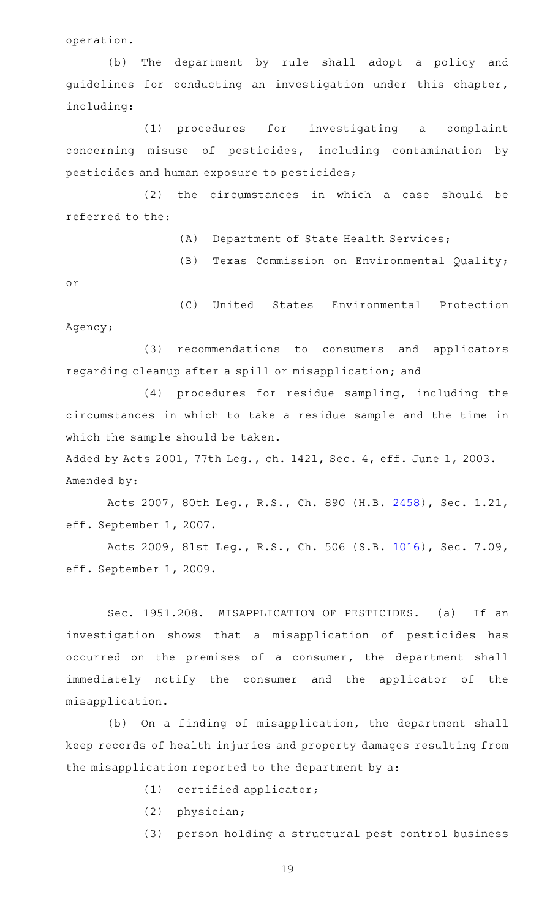operation.

(b) The department by rule shall adopt a policy and guidelines for conducting an investigation under this chapter, including:

(1) procedures for investigating a complaint concerning misuse of pesticides, including contamination by pesticides and human exposure to pesticides;

(2) the circumstances in which a case should be referred to the:

(A) Department of State Health Services;

(B) Texas Commission on Environmental Quality; or

(C) United States Environmental Protection Agency;

(3) recommendations to consumers and applicators regarding cleanup after a spill or misapplication; and

(4) procedures for residue sampling, including the circumstances in which to take a residue sample and the time in which the sample should be taken.

Added by Acts 2001, 77th Leg., ch. 1421, Sec. 4, eff. June 1, 2003.
Amended by:

Acts 2007, 80th Leg., R.S., Ch. 890 (H.B. 2458), Sec. 1.21, eff. September 1, 2007.

Acts 2009, 81st Leg., R.S., Ch. 506 (S.B. 1016), Sec. 7.09, eff. September 1, 2009.

Sec. 1951.208. MISAPPLICATION OF PESTICIDES. (a) If an investigation shows that a misapplication of pesticides has occurred on the premises of a consumer, the department shall immediately notify the consumer and the applicator of the misapplication.

(b) On a finding of misapplication, the department shall keep records of health injuries and property damages resulting from the misapplication reported to the department by a:

(1) certified applicator;

(2) physician;

(3) person holding a structural pest control business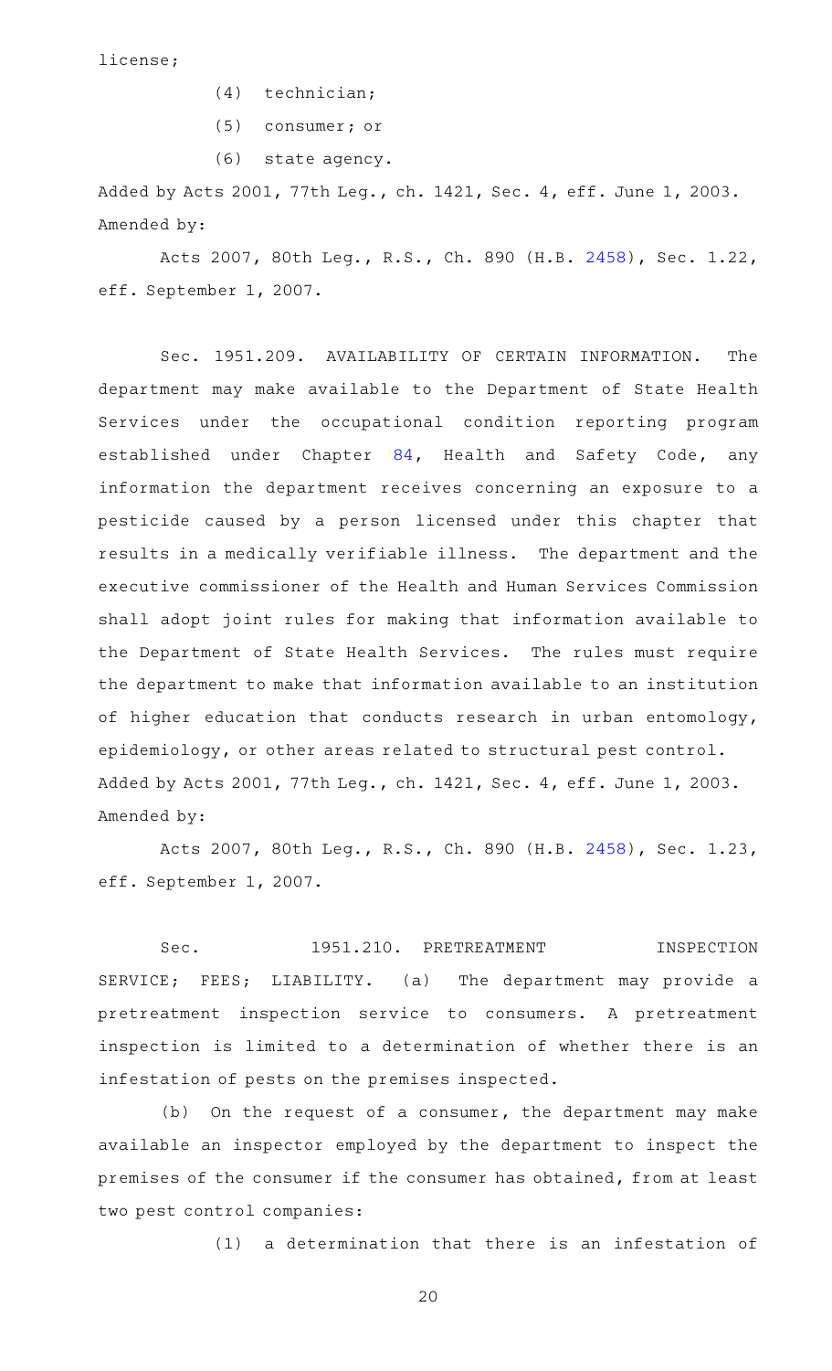license;

(4) technician;

(5) consumer; or

(6) state agency.

Added by Acts 2001, 77th Leg., ch. 1421, Sec. 4, eff. June 1, 2003.
Amended by:

Acts 2007, 80th Leg., R.S., Ch. 890 (H.B. 2458), Sec. 1.22, eff. September 1, 2007.

Sec. 1951.209. AVAILABILITY OF CERTAIN INFORMATION. The department may make available to the Department of State Health Services under the occupational condition reporting program established under Chapter 84, Health and Safety Code, any information the department receives concerning an exposure to a pesticide caused by a person licensed under this chapter that results in a medically verifiable illness. The department and the executive commissioner of the Health and Human Services Commission shall adopt joint rules for making that information available to the Department of State Health Services. The rules must require the department to make that information available to an institution of higher education that conducts research in urban entomology, epidemiology, or other areas related to structural pest control.
Added by Acts 2001, 77th Leg., ch. 1421, Sec. 4, eff. June 1, 2003.
Amended by:

Acts 2007, 80th Leg., R.S., Ch. 890 (H.B. 2458), Sec. 1.23, eff. September 1, 2007.

Sec. 1951.210. PRETREATMENT INSPECTION SERVICE; FEES; LIABILITY. (a) The department may provide a pretreatment inspection service to consumers. A pretreatment inspection is limited to a determination of whether there is an infestation of pests on the premises inspected.

(b) On the request of a consumer, the department may make available an inspector employed by the department to inspect the premises of the consumer if the consumer has obtained, from at least two pest control companies:

(1) a determination that there is an infestation of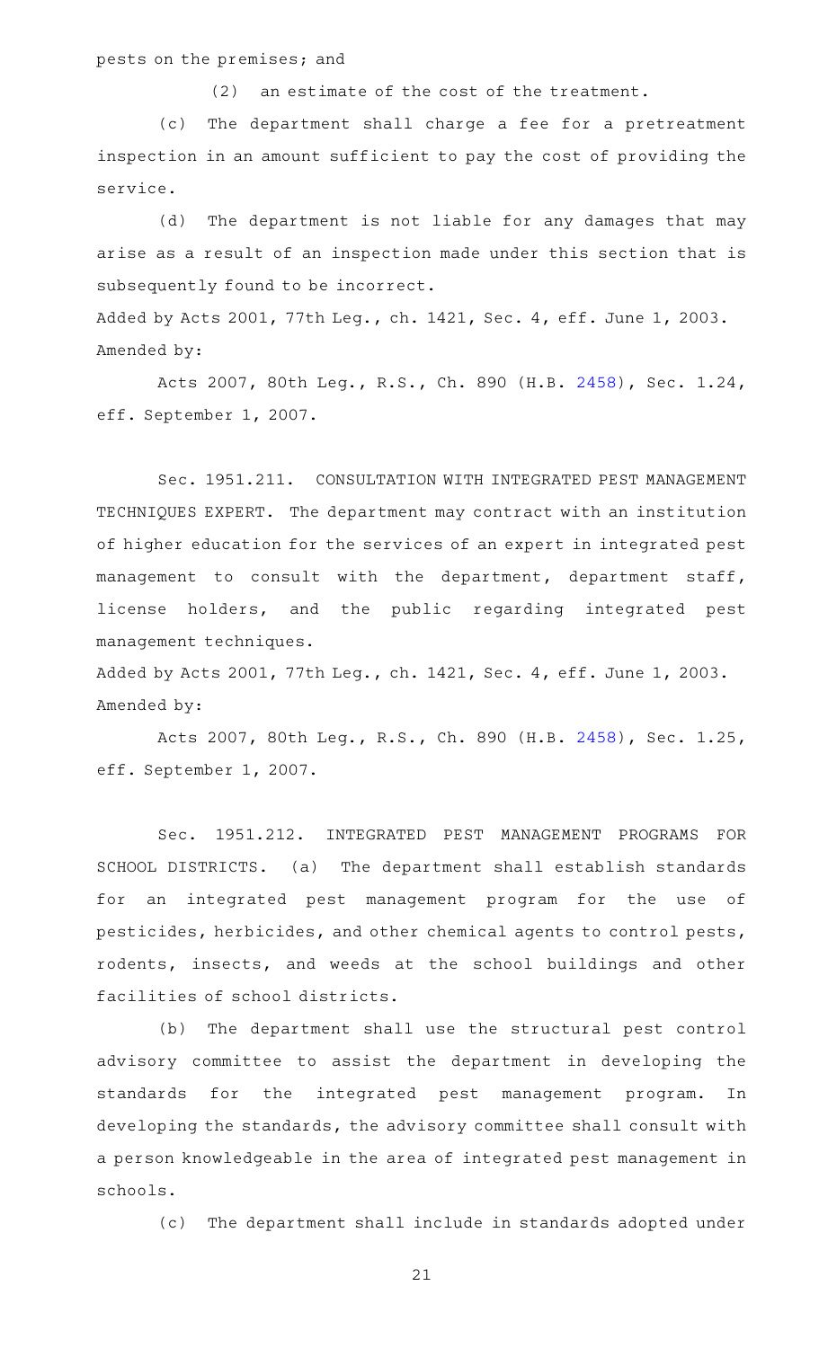pests on the premises; and

(2) an estimate of the cost of the treatment.

(c) The department shall charge a fee for a pretreatment inspection in an amount sufficient to pay the cost of providing the service.

(d) The department is not liable for any damages that may arise as a result of an inspection made under this section that is subsequently found to be incorrect.

Added by Acts 2001, 77th Leg., ch. 1421, Sec. 4, eff. June 1, 2003.
Amended by:

Acts 2007, 80th Leg., R.S., Ch. 890 (H.B. 2458), Sec. 1.24, eff. September 1, 2007.

Sec. 1951.211. CONSULTATION WITH INTEGRATED PEST MANAGEMENT TECHNIQUES EXPERT. The department may contract with an institution of higher education for the services of an expert in integrated pest management to consult with the department, department staff, license holders, and the public regarding integrated pest management techniques.

Added by Acts 2001, 77th Leg., ch. 1421, Sec. 4, eff. June 1, 2003.
Amended by:

Acts 2007, 80th Leg., R.S., Ch. 890 (H.B. 2458), Sec. 1.25, eff. September 1, 2007.

Sec. 1951.212. INTEGRATED PEST MANAGEMENT PROGRAMS FOR SCHOOL DISTRICTS. (a) The department shall establish standards for an integrated pest management program for the use of pesticides, herbicides, and other chemical agents to control pests, rodents, insects, and weeds at the school buildings and other facilities of school districts.

(b) The department shall use the structural pest control advisory committee to assist the department in developing the standards for the integrated pest management program. In developing the standards, the advisory committee shall consult with a person knowledgeable in the area of integrated pest management in schools.

(c) The department shall include in standards adopted under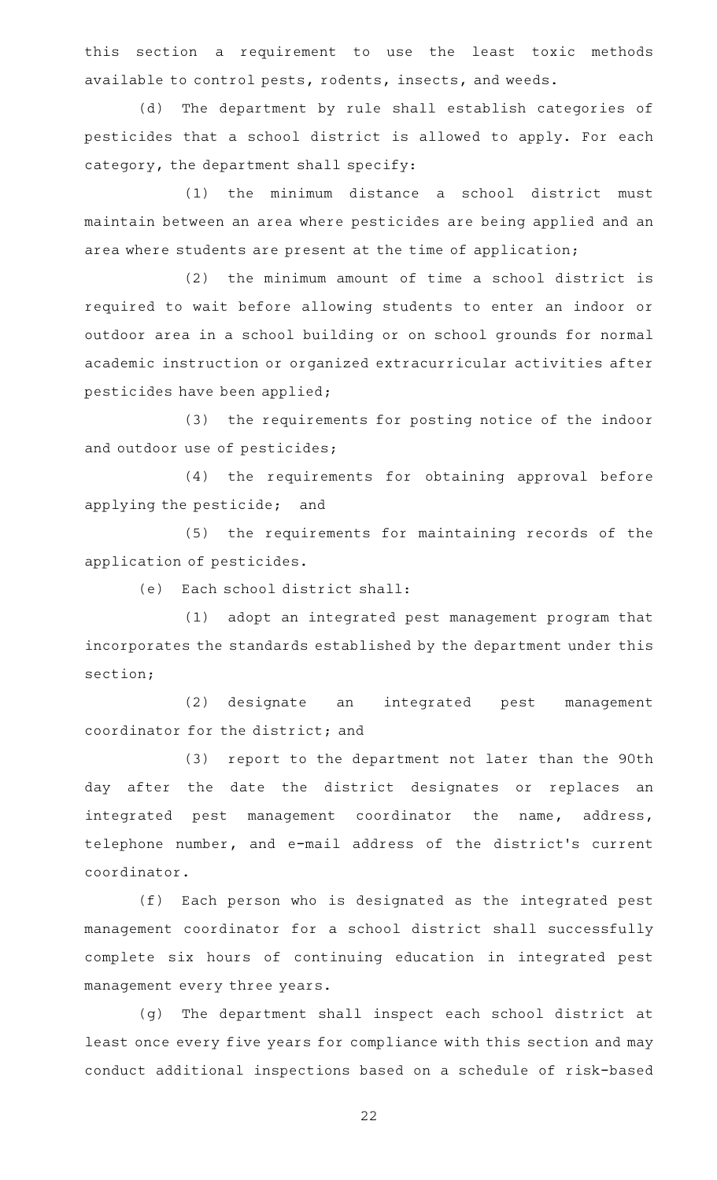this section a requirement to use the least toxic methods available to control pests, rodents, insects, and weeds.

(d) The department by rule shall establish categories of pesticides that a school district is allowed to apply. For each category, the department shall specify:

(1) the minimum distance a school district must maintain between an area where pesticides are being applied and an area where students are present at the time of application;

(2) the minimum amount of time a school district is required to wait before allowing students to enter an indoor or outdoor area in a school building or on school grounds for normal academic instruction or organized extracurricular activities after pesticides have been applied;

(3) the requirements for posting notice of the indoor and outdoor use of pesticides;

(4) the requirements for obtaining approval before applying the pesticide; and

(5) the requirements for maintaining records of the application of pesticides.

(e) Each school district shall:

(1) adopt an integrated pest management program that incorporates the standards established by the department under this section;

(2) designate an integrated pest management coordinator for the district; and

(3) report to the department not later than the 90th day after the date the district designates or replaces an integrated pest management coordinator the name, address, telephone number, and e-mail address of the district's current coordinator.

(f) Each person who is designated as the integrated pest management coordinator for a school district shall successfully complete six hours of continuing education in integrated pest management every three years.

(g) The department shall inspect each school district at least once every five years for compliance with this section and may conduct additional inspections based on a schedule of risk-based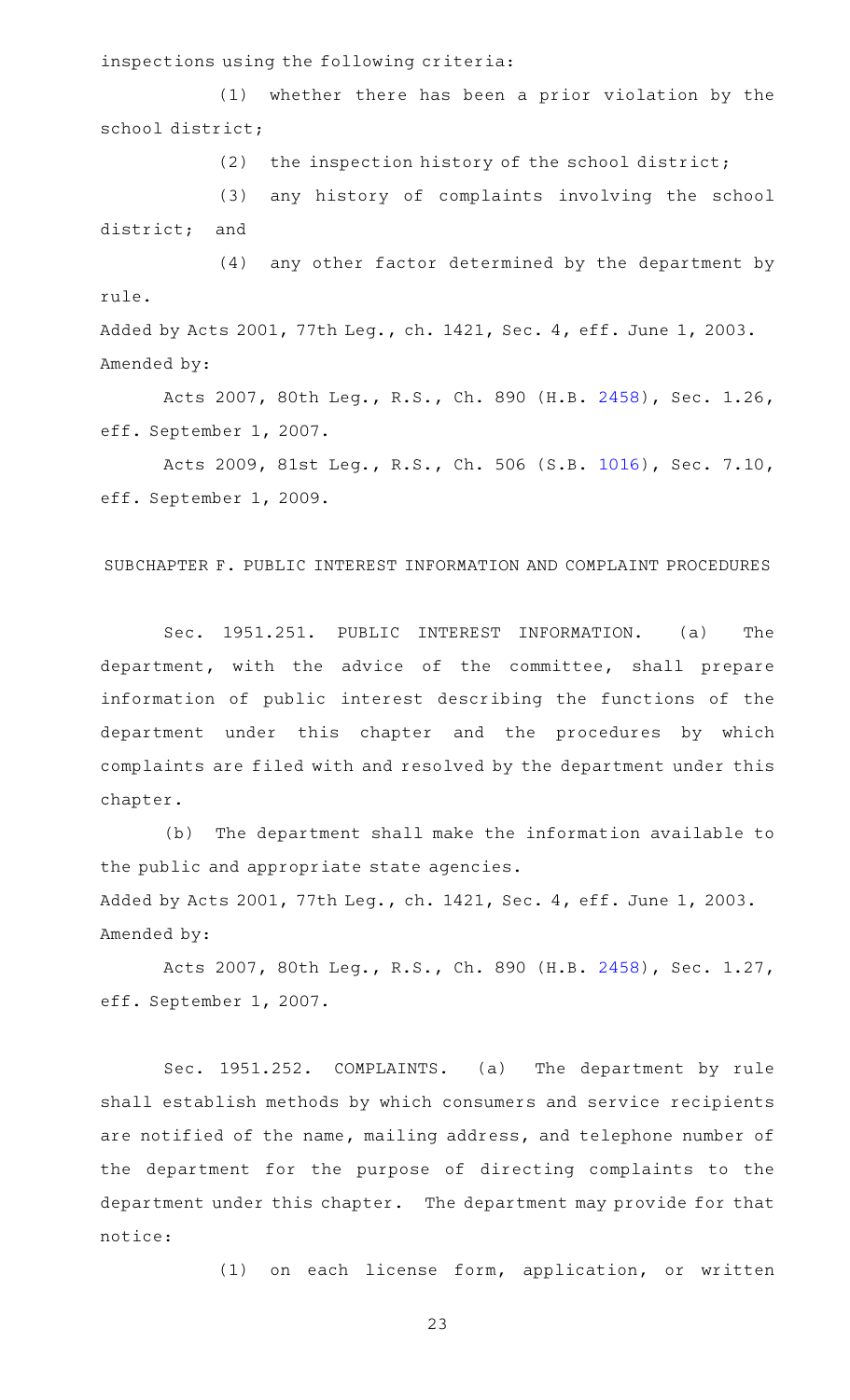inspections using the following criteria:

(1) whether there has been a prior violation by the school district;

(2) the inspection history of the school district;

(3) any history of complaints involving the school district; and

(4) any other factor determined by the department by rule.

Added by Acts 2001, 77th Leg., ch. 1421, Sec. 4, eff. June 1, 2003.
Amended by:

Acts 2007, 80th Leg., R.S., Ch. 890 (H.B. 2458), Sec. 1.26, eff. September 1, 2007.

Acts 2009, 81st Leg., R.S., Ch. 506 (S.B. 1016), Sec. 7.10, eff. September 1, 2009.

SUBCHAPTER F. PUBLIC INTEREST INFORMATION AND COMPLAINT PROCEDURES

Sec. 1951.251. PUBLIC INTEREST INFORMATION. (a) The department, with the advice of the committee, shall prepare information of public interest describing the functions of the department under this chapter and the procedures by which complaints are filed with and resolved by the department under this chapter.

(b) The department shall make the information available to the public and appropriate state agencies.

Added by Acts 2001, 77th Leg., ch. 1421, Sec. 4, eff. June 1, 2003.
Amended by:

Acts 2007, 80th Leg., R.S., Ch. 890 (H.B. 2458), Sec. 1.27, eff. September 1, 2007.

Sec. 1951.252. COMPLAINTS. (a) The department by rule shall establish methods by which consumers and service recipients are notified of the name, mailing address, and telephone number of the department for the purpose of directing complaints to the department under this chapter. The department may provide for that notice:

(1) on each license form, application, or written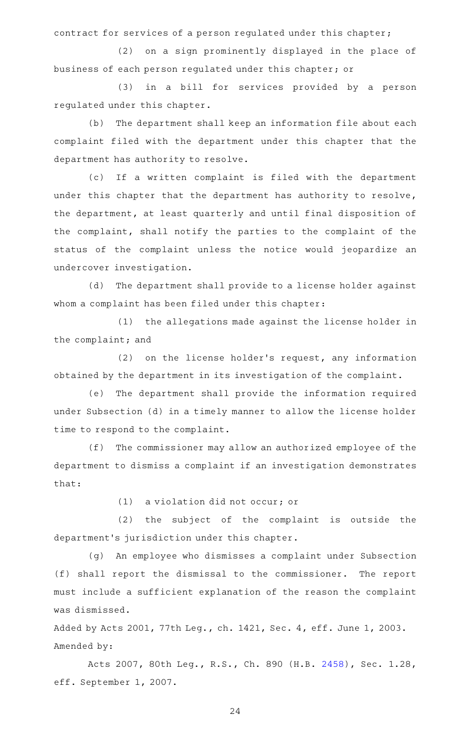contract for services of a person regulated under this chapter;

(2) on a sign prominently displayed in the place of business of each person regulated under this chapter; or

(3) in a bill for services provided by a person regulated under this chapter.

(b) The department shall keep an information file about each complaint filed with the department under this chapter that the department has authority to resolve.

(c) If a written complaint is filed with the department under this chapter that the department has authority to resolve, the department, at least quarterly and until final disposition of the complaint, shall notify the parties to the complaint of the status of the complaint unless the notice would jeopardize an undercover investigation.

(d) The department shall provide to a license holder against whom a complaint has been filed under this chapter:

(1) the allegations made against the license holder in the complaint; and

(2) on the license holder's request, any information obtained by the department in its investigation of the complaint.

(e) The department shall provide the information required under Subsection (d) in a timely manner to allow the license holder time to respond to the complaint.

(f) The commissioner may allow an authorized employee of the department to dismiss a complaint if an investigation demonstrates that:

(1) a violation did not occur; or

(2) the subject of the complaint is outside the department's jurisdiction under this chapter.

(g) An employee who dismisses a complaint under Subsection (f) shall report the dismissal to the commissioner. The report must include a sufficient explanation of the reason the complaint was dismissed.

Added by Acts 2001, 77th Leg., ch. 1421, Sec. 4, eff. June 1, 2003.
Amended by:

Acts 2007, 80th Leg., R.S., Ch. 890 (H.B. 2458), Sec. 1.28, eff. September 1, 2007.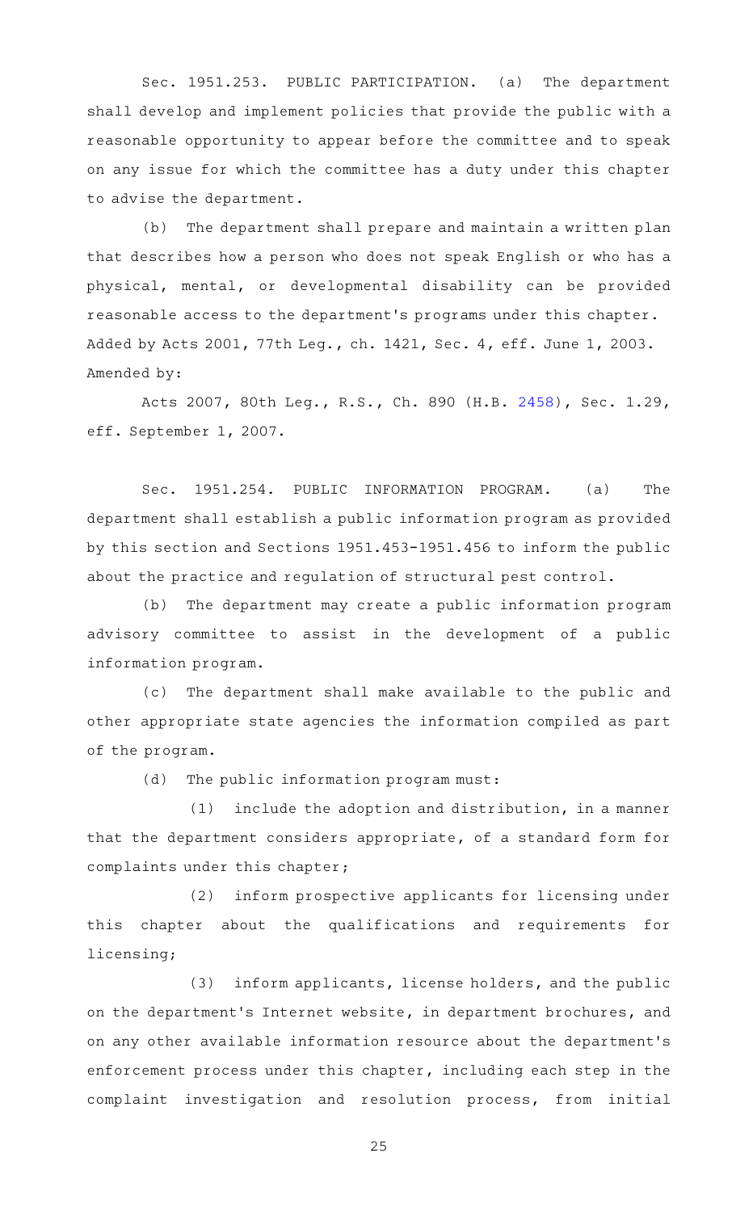Sec. 1951.253. PUBLIC PARTICIPATION. (a) The department shall develop and implement policies that provide the public with a reasonable opportunity to appear before the committee and to speak on any issue for which the committee has a duty under this chapter to advise the department.

(b) The department shall prepare and maintain a written plan that describes how a person who does not speak English or who has a physical, mental, or developmental disability can be provided reasonable access to the department's programs under this chapter.

Added by Acts 2001, 77th Leg., ch. 1421, Sec. 4, eff. June 1, 2003.

Amended by:

Acts 2007, 80th Leg., R.S., Ch. 890 (H.B. 2458), Sec. 1.29, eff. September 1, 2007.

Sec. 1951.254. PUBLIC INFORMATION PROGRAM. (a) The department shall establish a public information program as provided by this section and Sections 1951.453-1951.456 to inform the public about the practice and regulation of structural pest control.

(b) The department may create a public information program advisory committee to assist in the development of a public information program.

(c) The department shall make available to the public and other appropriate state agencies the information compiled as part of the program.

(d) The public information program must:

(1) include the adoption and distribution, in a manner that the department considers appropriate, of a standard form for complaints under this chapter;

(2) inform prospective applicants for licensing under this chapter about the qualifications and requirements for licensing;

(3) inform applicants, license holders, and the public on the department's Internet website, in department brochures, and on any other available information resource about the department's enforcement process under this chapter, including each step in the complaint investigation and resolution process, from initial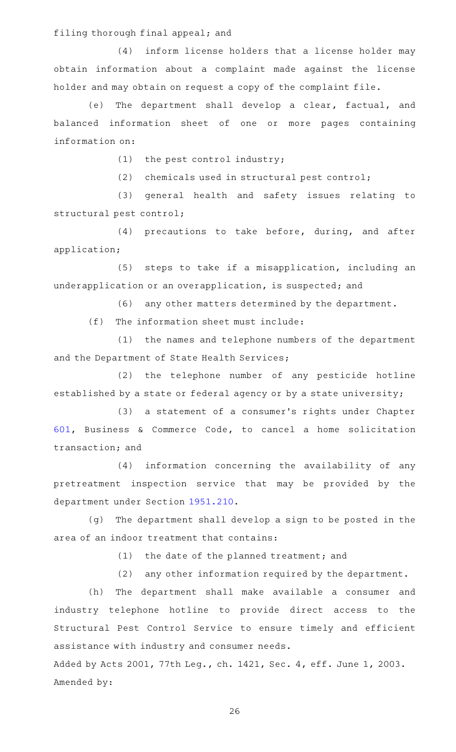filing thorough final appeal; and

(4) inform license holders that a license holder may obtain information about a complaint made against the license holder and may obtain on request a copy of the complaint file.

(e) The department shall develop a clear, factual, and balanced information sheet of one or more pages containing information on:

(1) the pest control industry;

(2) chemicals used in structural pest control;

(3) general health and safety issues relating to structural pest control;

(4) precautions to take before, during, and after application;

(5) steps to take if a misapplication, including an underapplication or an overapplication, is suspected; and

(6) any other matters determined by the department.

(f) The information sheet must include:

(1) the names and telephone numbers of the department and the Department of State Health Services;

(2) the telephone number of any pesticide hotline established by a state or federal agency or by a state university;

(3) a statement of a consumer's rights under Chapter 601, Business & Commerce Code, to cancel a home solicitation transaction; and

(4) information concerning the availability of any pretreatment inspection service that may be provided by the department under Section 1951.210.

(g) The department shall develop a sign to be posted in the area of an indoor treatment that contains:

(1) the date of the planned treatment; and

(2) any other information required by the department.

(h) The department shall make available a consumer and industry telephone hotline to provide direct access to the Structural Pest Control Service to ensure timely and efficient assistance with industry and consumer needs.

Added by Acts 2001, 77th Leg., ch. 1421, Sec. 4, eff. June 1, 2003.
Amended by: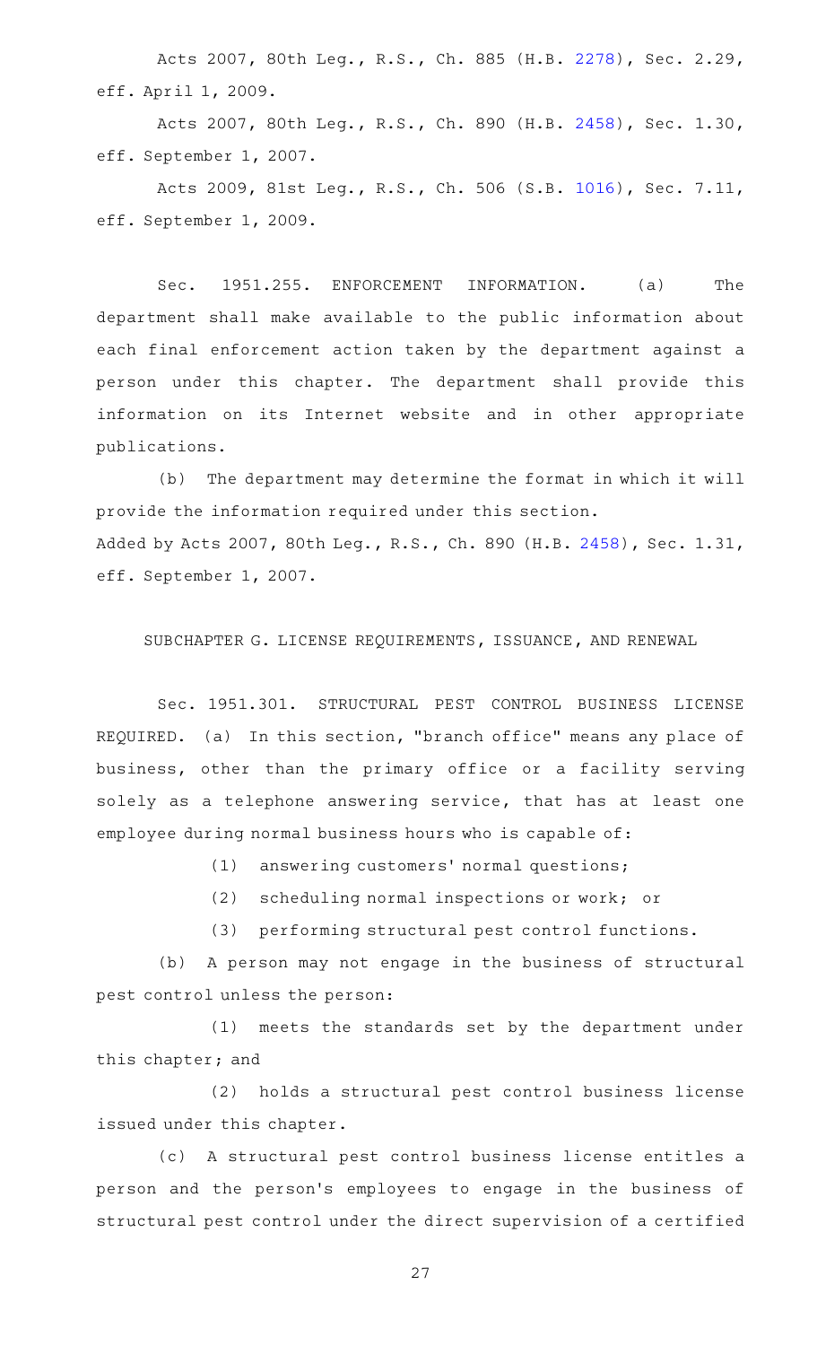Acts 2007, 80th Leg., R.S., Ch. 885 (H.B. 2278), Sec. 2.29, eff. April 1, 2009.

Acts 2007, 80th Leg., R.S., Ch. 890 (H.B. 2458), Sec. 1.30, eff. September 1, 2007.

Acts 2009, 81st Leg., R.S., Ch. 506 (S.B. 1016), Sec. 7.11, eff. September 1, 2009.

Sec. 1951.255. ENFORCEMENT INFORMATION. (a) The department shall make available to the public information about each final enforcement action taken by the department against a person under this chapter. The department shall provide this information on its Internet website and in other appropriate publications.

(b) The department may determine the format in which it will provide the information required under this section.

Added by Acts 2007, 80th Leg., R.S., Ch. 890 (H.B. 2458), Sec. 1.31, eff. September 1, 2007.

SUBCHAPTER G. LICENSE REQUIREMENTS, ISSUANCE, AND RENEWAL

Sec. 1951.301. STRUCTURAL PEST CONTROL BUSINESS LICENSE REQUIRED. (a) In this section, "branch office" means any place of business, other than the primary office or a facility serving solely as a telephone answering service, that has at least one employee during normal business hours who is capable of:

(1) answering customers' normal questions;

(2) scheduling normal inspections or work; or

(3) performing structural pest control functions.

(b) A person may not engage in the business of structural pest control unless the person:

(1) meets the standards set by the department under this chapter; and

(2) holds a structural pest control business license issued under this chapter.

(c) A structural pest control business license entitles a person and the person's employees to engage in the business of structural pest control under the direct supervision of a certified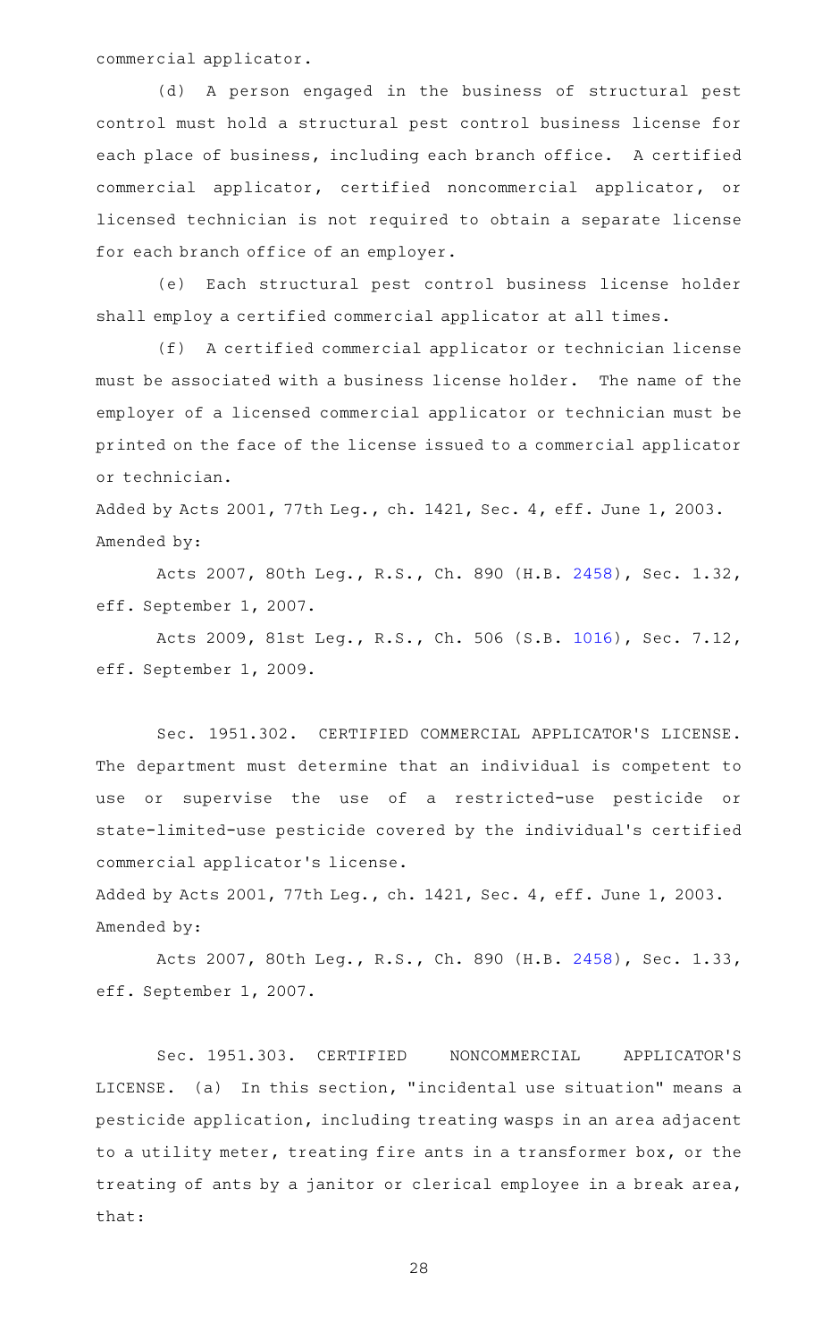commercial applicator.

(d) A person engaged in the business of structural pest control must hold a structural pest control business license for each place of business, including each branch office. A certified commercial applicator, certified noncommercial applicator, or licensed technician is not required to obtain a separate license for each branch office of an employer.

(e) Each structural pest control business license holder shall employ a certified commercial applicator at all times.

(f) A certified commercial applicator or technician license must be associated with a business license holder. The name of the employer of a licensed commercial applicator or technician must be printed on the face of the license issued to a commercial applicator or technician.

Added by Acts 2001, 77th Leg., ch. 1421, Sec. 4, eff. June 1, 2003.
Amended by:

Acts 2007, 80th Leg., R.S., Ch. 890 (H.B. 2458), Sec. 1.32, eff. September 1, 2007.

Acts 2009, 81st Leg., R.S., Ch. 506 (S.B. 1016), Sec. 7.12, eff. September 1, 2009.

Sec. 1951.302. CERTIFIED COMMERCIAL APPLICATOR'S LICENSE. The department must determine that an individual is competent to use or supervise the use of a restricted-use pesticide or state-limited-use pesticide covered by the individual's certified commercial applicator's license.

Added by Acts 2001, 77th Leg., ch. 1421, Sec. 4, eff. June 1, 2003.
Amended by:

Acts 2007, 80th Leg., R.S., Ch. 890 (H.B. 2458), Sec. 1.33, eff. September 1, 2007.

Sec. 1951.303. CERTIFIED NONCOMMERCIAL APPLICATOR'S LICENSE. (a) In this section, "incidental use situation" means a pesticide application, including treating wasps in an area adjacent to a utility meter, treating fire ants in a transformer box, or the treating of ants by a janitor or clerical employee in a break area, that: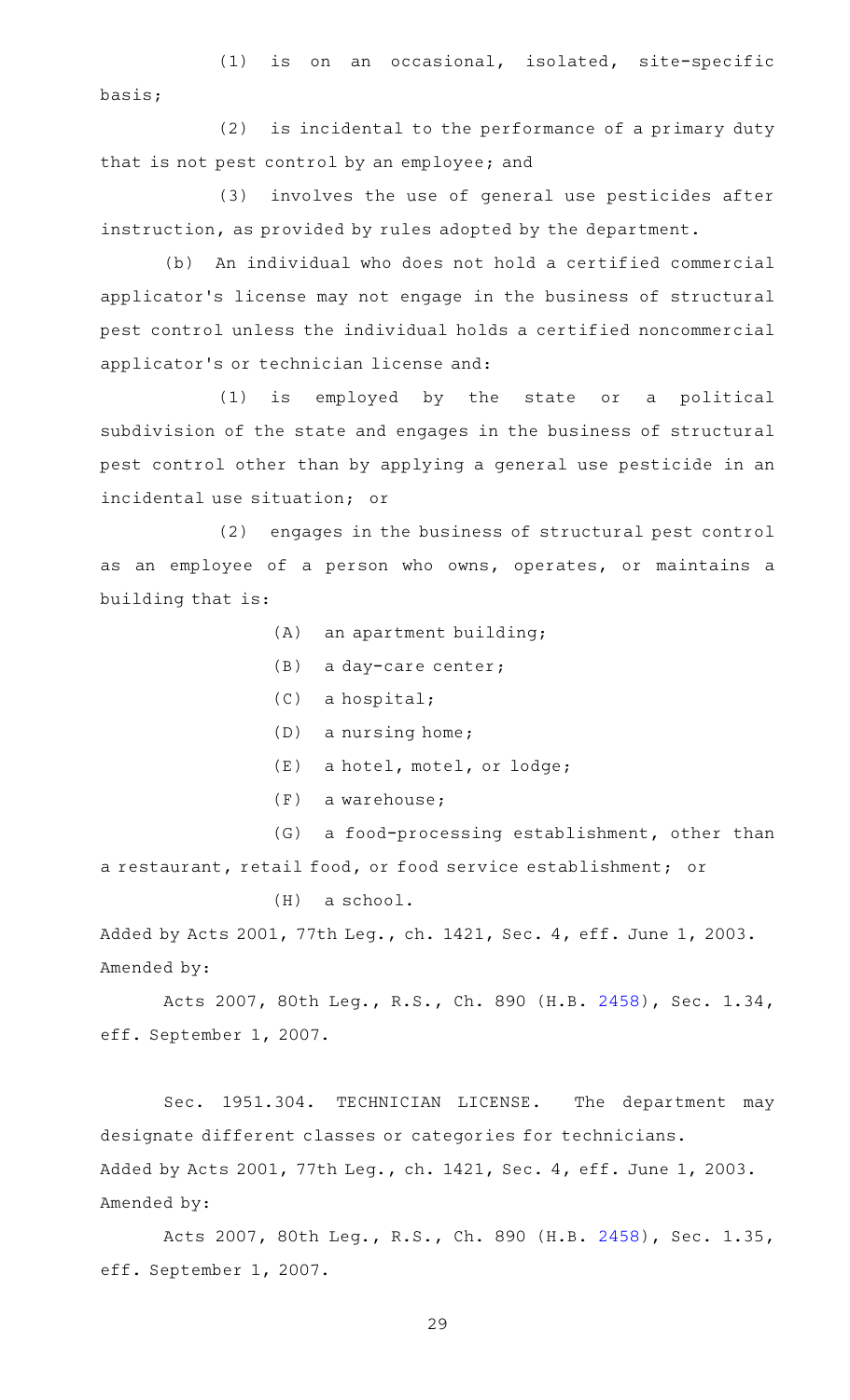(1) is on an occasional, isolated, site-specific basis;

(2) is incidental to the performance of a primary duty that is not pest control by an employee; and

(3) involves the use of general use pesticides after instruction, as provided by rules adopted by the department.

(b) An individual who does not hold a certified commercial applicator's license may not engage in the business of structural pest control unless the individual holds a certified noncommercial applicator's or technician license and:

(1) is employed by the state or a political subdivision of the state and engages in the business of structural pest control other than by applying a general use pesticide in an incidental use situation; or

(2) engages in the business of structural pest control as an employee of a person who owns, operates, or maintains a building that is:

(A) an apartment building;

(B) a day-care center;

(C) a hospital;

(D) a nursing home;

(E) a hotel, motel, or lodge;

(F) a warehouse;

(G) a food-processing establishment, other than a restaurant, retail food, or food service establishment; or

(H) a school.

Added by Acts 2001, 77th Leg., ch. 1421, Sec. 4, eff. June 1, 2003.
Amended by:

Acts 2007, 80th Leg., R.S., Ch. 890 (H.B. 2458), Sec. 1.34, eff. September 1, 2007.

Sec. 1951.304. TECHNICIAN LICENSE. The department may designate different classes or categories for technicians.

Added by Acts 2001, 77th Leg., ch. 1421, Sec. 4, eff. June 1, 2003.
Amended by:

Acts 2007, 80th Leg., R.S., Ch. 890 (H.B. 2458), Sec. 1.35, eff. September 1, 2007.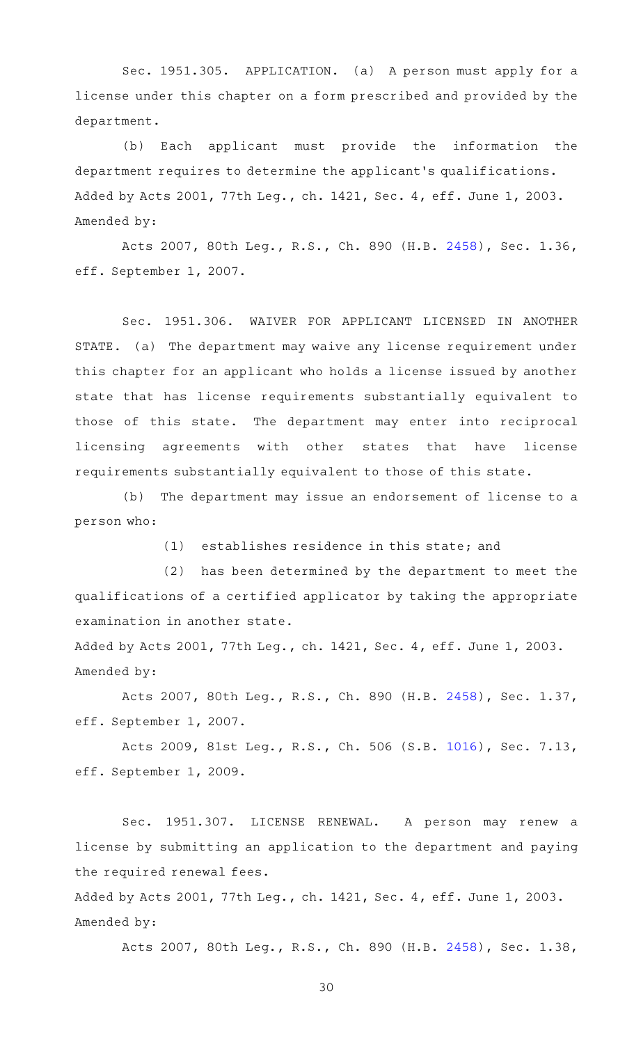Sec. 1951.305. APPLICATION. (a) A person must apply for a license under this chapter on a form prescribed and provided by the department.

(b) Each applicant must provide the information the department requires to determine the applicant's qualifications.

Added by Acts 2001, 77th Leg., ch. 1421, Sec. 4, eff. June 1, 2003.

Amended by:

Acts 2007, 80th Leg., R.S., Ch. 890 (H.B. 2458), Sec. 1.36, eff. September 1, 2007.

Sec. 1951.306. WAIVER FOR APPLICANT LICENSED IN ANOTHER STATE. (a) The department may waive any license requirement under this chapter for an applicant who holds a license issued by another state that has license requirements substantially equivalent to those of this state. The department may enter into reciprocal licensing agreements with other states that have license requirements substantially equivalent to those of this state.

(b) The department may issue an endorsement of license to a person who:

(1) establishes residence in this state; and

(2) has been determined by the department to meet the qualifications of a certified applicator by taking the appropriate examination in another state.

Added by Acts 2001, 77th Leg., ch. 1421, Sec. 4, eff. June 1, 2003.

Amended by:

Acts 2007, 80th Leg., R.S., Ch. 890 (H.B. 2458), Sec. 1.37, eff. September 1, 2007.

Acts 2009, 81st Leg., R.S., Ch. 506 (S.B. 1016), Sec. 7.13, eff. September 1, 2009.

Sec. 1951.307. LICENSE RENEWAL. A person may renew a license by submitting an application to the department and paying the required renewal fees.

Added by Acts 2001, 77th Leg., ch. 1421, Sec. 4, eff. June 1, 2003.

Amended by:

Acts 2007, 80th Leg., R.S., Ch. 890 (H.B. 2458), Sec. 1.38,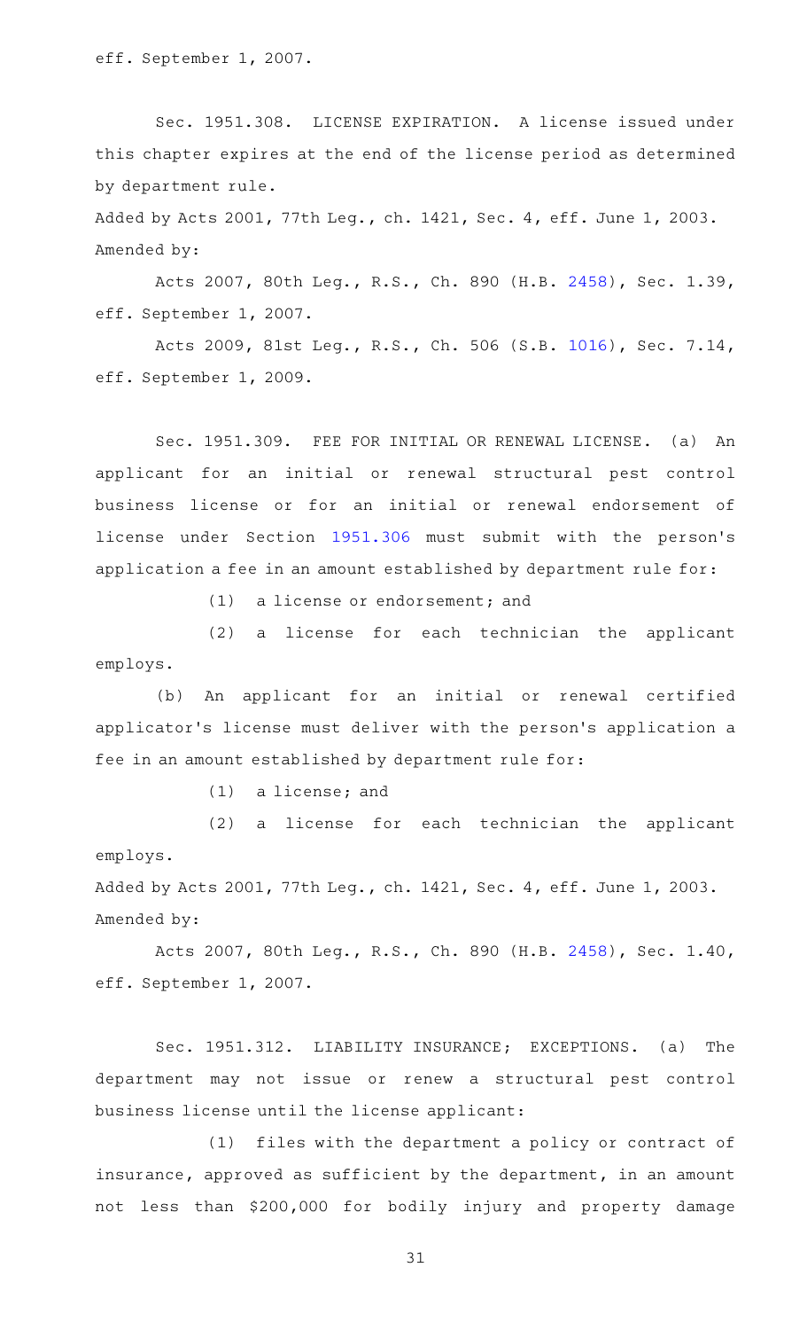eff. September 1, 2007.

Sec. 1951.308. LICENSE EXPIRATION. A license issued under this chapter expires at the end of the license period as determined by department rule.

Added by Acts 2001, 77th Leg., ch. 1421, Sec. 4, eff. June 1, 2003.
Amended by:

Acts 2007, 80th Leg., R.S., Ch. 890 (H.B. 2458), Sec. 1.39, eff. September 1, 2007.

Acts 2009, 81st Leg., R.S., Ch. 506 (S.B. 1016), Sec. 7.14, eff. September 1, 2009.

Sec. 1951.309. FEE FOR INITIAL OR RENEWAL LICENSE. (a) An applicant for an initial or renewal structural pest control business license or for an initial or renewal endorsement of license under Section 1951.306 must submit with the person's application a fee in an amount established by department rule for:

(1) a license or endorsement; and

(2) a license for each technician the applicant employs.

(b) An applicant for an initial or renewal certified applicator's license must deliver with the person's application a fee in an amount established by department rule for:

(1) a license; and

(2) a license for each technician the applicant employs.

Added by Acts 2001, 77th Leg., ch. 1421, Sec. 4, eff. June 1, 2003.
Amended by:

Acts 2007, 80th Leg., R.S., Ch. 890 (H.B. 2458), Sec. 1.40, eff. September 1, 2007.

Sec. 1951.312. LIABILITY INSURANCE; EXCEPTIONS. (a) The department may not issue or renew a structural pest control business license until the license applicant:

(1) files with the department a policy or contract of insurance, approved as sufficient by the department, in an amount not less than $200,000 for bodily injury and property damage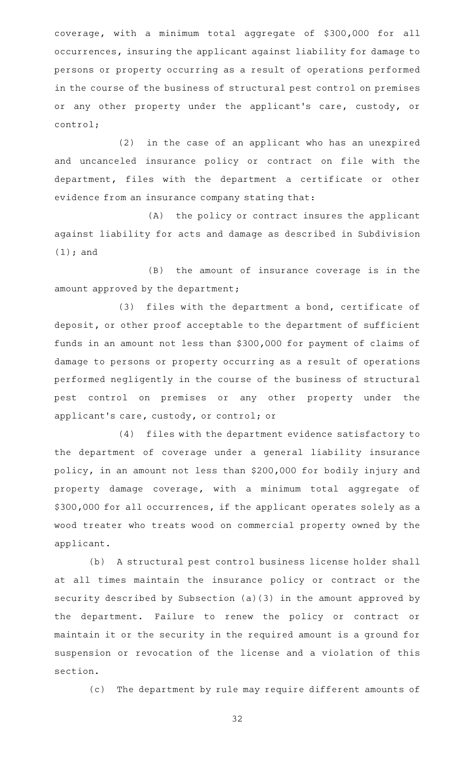coverage, with a minimum total aggregate of $300,000 for all occurrences, insuring the applicant against liability for damage to persons or property occurring as a result of operations performed in the course of the business of structural pest control on premises or any other property under the applicant's care, custody, or control;

(2) in the case of an applicant who has an unexpired and uncanceled insurance policy or contract on file with the department, files with the department a certificate or other evidence from an insurance company stating that:

(A) the policy or contract insures the applicant against liability for acts and damage as described in Subdivision (1); and

(B) the amount of insurance coverage is in the amount approved by the department;

(3) files with the department a bond, certificate of deposit, or other proof acceptable to the department of sufficient funds in an amount not less than $300,000 for payment of claims of damage to persons or property occurring as a result of operations performed negligently in the course of the business of structural pest control on premises or any other property under the applicant's care, custody, or control; or

(4) files with the department evidence satisfactory to the department of coverage under a general liability insurance policy, in an amount not less than $200,000 for bodily injury and property damage coverage, with a minimum total aggregate of $300,000 for all occurrences, if the applicant operates solely as a wood treater who treats wood on commercial property owned by the applicant.

(b) A structural pest control business license holder shall at all times maintain the insurance policy or contract or the security described by Subsection (a)(3) in the amount approved by the department. Failure to renew the policy or contract or maintain it or the security in the required amount is a ground for suspension or revocation of the license and a violation of this section.

(c) The department by rule may require different amounts of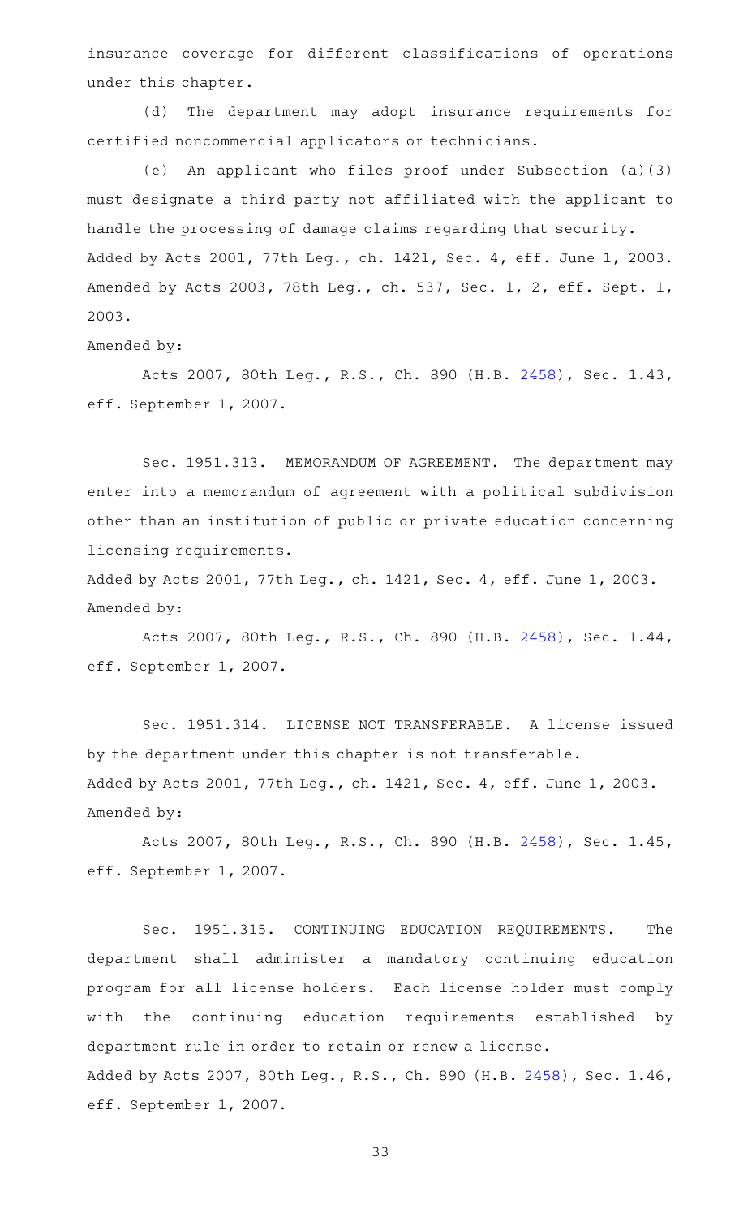insurance coverage for different classifications of operations under this chapter.

(d) The department may adopt insurance requirements for certified noncommercial applicators or technicians.

(e) An applicant who files proof under Subsection (a)(3) must designate a third party not affiliated with the applicant to handle the processing of damage claims regarding that security.

Added by Acts 2001, 77th Leg., ch. 1421, Sec. 4, eff. June 1, 2003. Amended by Acts 2003, 78th Leg., ch. 537, Sec. 1, 2, eff. Sept. 1, 2003.

Amended by:

Acts 2007, 80th Leg., R.S., Ch. 890 (H.B. 2458), Sec. 1.43, eff. September 1, 2007.

Sec. 1951.313. MEMORANDUM OF AGREEMENT. The department may enter into a memorandum of agreement with a political subdivision other than an institution of public or private education concerning licensing requirements.

Added by Acts 2001, 77th Leg., ch. 1421, Sec. 4, eff. June 1, 2003.

Amended by:

Acts 2007, 80th Leg., R.S., Ch. 890 (H.B. 2458), Sec. 1.44, eff. September 1, 2007.

Sec. 1951.314. LICENSE NOT TRANSFERABLE. A license issued by the department under this chapter is not transferable.

Added by Acts 2001, 77th Leg., ch. 1421, Sec. 4, eff. June 1, 2003.

Amended by:

Acts 2007, 80th Leg., R.S., Ch. 890 (H.B. 2458), Sec. 1.45, eff. September 1, 2007.

Sec. 1951.315. CONTINUING EDUCATION REQUIREMENTS. The department shall administer a mandatory continuing education program for all license holders. Each license holder must comply with the continuing education requirements established by department rule in order to retain or renew a license.

Added by Acts 2007, 80th Leg., R.S., Ch. 890 (H.B. 2458), Sec. 1.46, eff. September 1, 2007.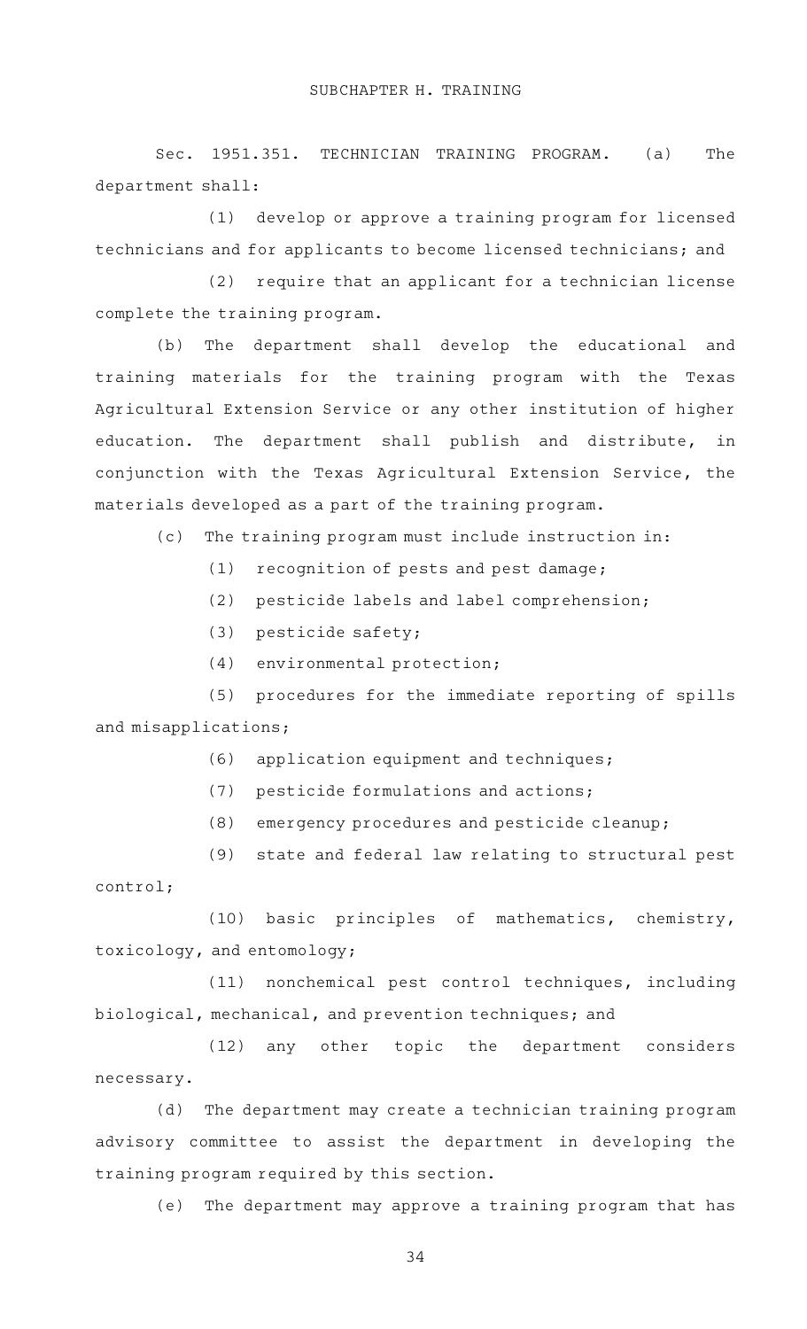## SUBCHAPTER H. TRAINING

Sec. 1951.351. TECHNICIAN TRAINING PROGRAM. (a) The department shall:

(1) develop or approve a training program for licensed technicians and for applicants to become licensed technicians; and

(2) require that an applicant for a technician license complete the training program.

(b) The department shall develop the educational and training materials for the training program with the Texas Agricultural Extension Service or any other institution of higher education. The department shall publish and distribute, in conjunction with the Texas Agricultural Extension Service, the materials developed as a part of the training program.

(c) The training program must include instruction in:

(1) recognition of pests and pest damage;

(2) pesticide labels and label comprehension;

(3) pesticide safety;

(4) environmental protection;

(5) procedures for the immediate reporting of spills and misapplications;

(6) application equipment and techniques;

(7) pesticide formulations and actions;

(8) emergency procedures and pesticide cleanup;

(9) state and federal law relating to structural pest control;

(10) basic principles of mathematics, chemistry, toxicology, and entomology;

(11) nonchemical pest control techniques, including biological, mechanical, and prevention techniques; and

(12) any other topic the department considers necessary.

(d) The department may create a technician training program advisory committee to assist the department in developing the training program required by this section.

(e) The department may approve a training program that has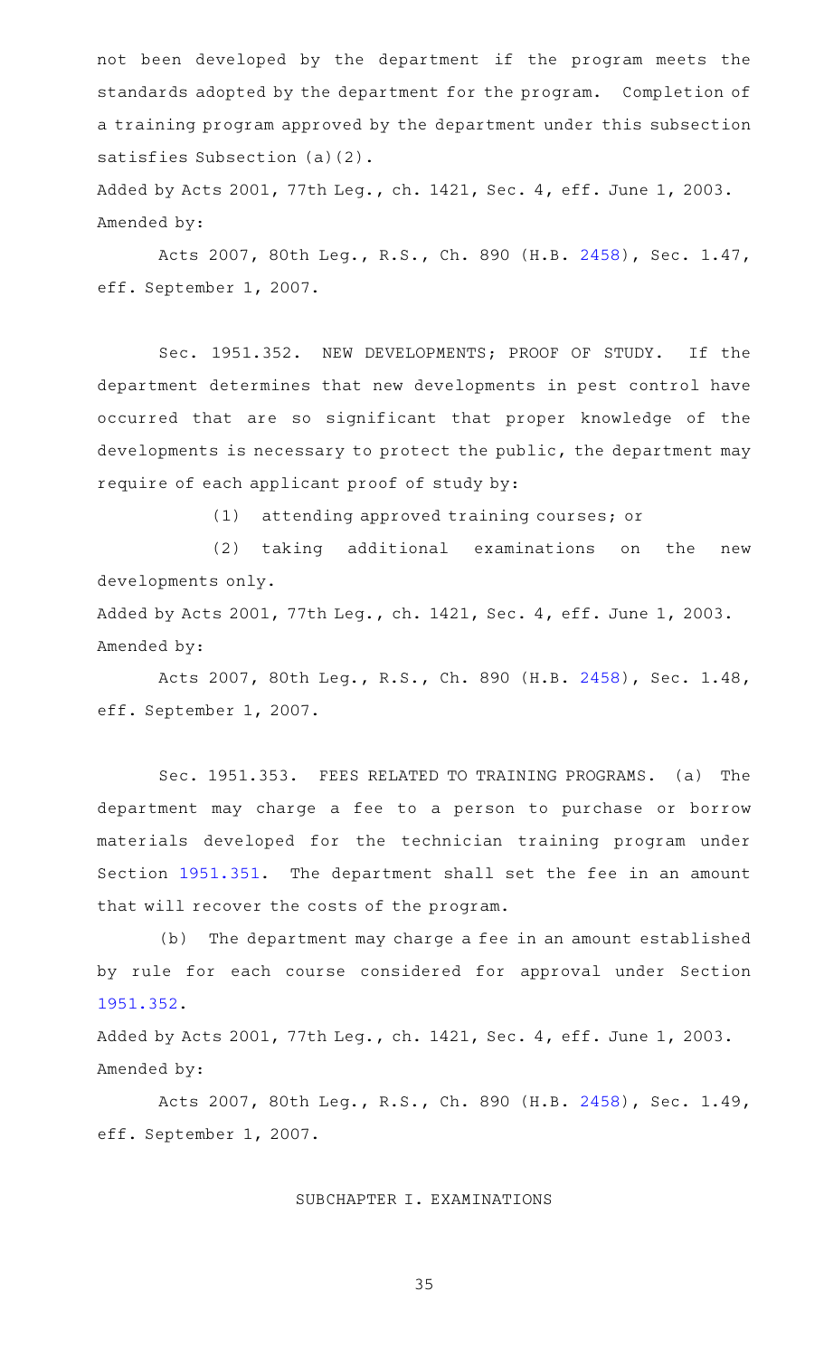not been developed by the department if the program meets the standards adopted by the department for the program. Completion of a training program approved by the department under this subsection satisfies Subsection (a)(2).

Added by Acts 2001, 77th Leg., ch. 1421, Sec. 4, eff. June 1, 2003.
Amended by:

Acts 2007, 80th Leg., R.S., Ch. 890 (H.B. 2458), Sec. 1.47, eff. September 1, 2007.

Sec. 1951.352. NEW DEVELOPMENTS; PROOF OF STUDY. If the department determines that new developments in pest control have occurred that are so significant that proper knowledge of the developments is necessary to protect the public, the department may require of each applicant proof of study by:

(1) attending approved training courses; or

(2) taking additional examinations on the new developments only.

Added by Acts 2001, 77th Leg., ch. 1421, Sec. 4, eff. June 1, 2003.
Amended by:

Acts 2007, 80th Leg., R.S., Ch. 890 (H.B. 2458), Sec. 1.48, eff. September 1, 2007.

Sec. 1951.353. FEES RELATED TO TRAINING PROGRAMS. (a) The department may charge a fee to a person to purchase or borrow materials developed for the technician training program under Section 1951.351. The department shall set the fee in an amount that will recover the costs of the program.

(b) The department may charge a fee in an amount established by rule for each course considered for approval under Section 1951.352.

Added by Acts 2001, 77th Leg., ch. 1421, Sec. 4, eff. June 1, 2003.
Amended by:

Acts 2007, 80th Leg., R.S., Ch. 890 (H.B. 2458), Sec. 1.49, eff. September 1, 2007.

## SUBCHAPTER I. EXAMINATIONS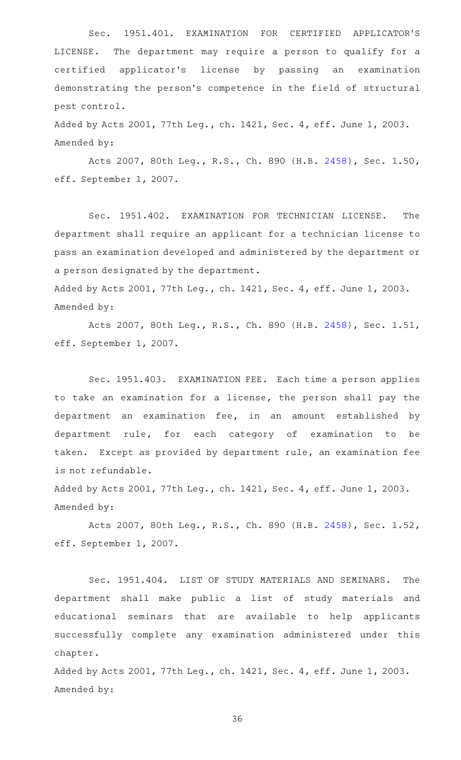Sec. 1951.401. EXAMINATION FOR CERTIFIED APPLICATOR'S LICENSE. The department may require a person to qualify for a certified applicator's license by passing an examination demonstrating the person's competence in the field of structural pest control.

Added by Acts 2001, 77th Leg., ch. 1421, Sec. 4, eff. June 1, 2003.
Amended by:

Acts 2007, 80th Leg., R.S., Ch. 890 (H.B. 2458), Sec. 1.50, eff. September 1, 2007.

Sec. 1951.402. EXAMINATION FOR TECHNICIAN LICENSE. The department shall require an applicant for a technician license to pass an examination developed and administered by the department or a person designated by the department.

Added by Acts 2001, 77th Leg., ch. 1421, Sec. 4, eff. June 1, 2003.
Amended by:

Acts 2007, 80th Leg., R.S., Ch. 890 (H.B. 2458), Sec. 1.51, eff. September 1, 2007.

Sec. 1951.403. EXAMINATION FEE. Each time a person applies to take an examination for a license, the person shall pay the department an examination fee, in an amount established by department rule, for each category of examination to be taken. Except as provided by department rule, an examination fee is not refundable.

Added by Acts 2001, 77th Leg., ch. 1421, Sec. 4, eff. June 1, 2003.
Amended by:

Acts 2007, 80th Leg., R.S., Ch. 890 (H.B. 2458), Sec. 1.52, eff. September 1, 2007.

Sec. 1951.404. LIST OF STUDY MATERIALS AND SEMINARS. The department shall make public a list of study materials and educational seminars that are available to help applicants successfully complete any examination administered under this chapter.

Added by Acts 2001, 77th Leg., ch. 1421, Sec. 4, eff. June 1, 2003.
Amended by: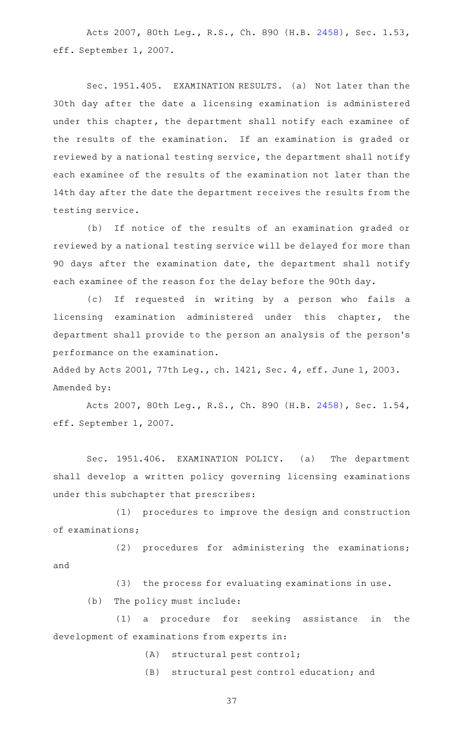Acts 2007, 80th Leg., R.S., Ch. 890 (H.B. 2458), Sec. 1.53, eff. September 1, 2007.

Sec. 1951.405. EXAMINATION RESULTS. (a) Not later than the 30th day after the date a licensing examination is administered under this chapter, the department shall notify each examinee of the results of the examination. If an examination is graded or reviewed by a national testing service, the department shall notify each examinee of the results of the examination not later than the 14th day after the date the department receives the results from the testing service.

(b) If notice of the results of an examination graded or reviewed by a national testing service will be delayed for more than 90 days after the examination date, the department shall notify each examinee of the reason for the delay before the 90th day.

(c) If requested in writing by a person who fails a licensing examination administered under this chapter, the department shall provide to the person an analysis of the person's performance on the examination.

Added by Acts 2001, 77th Leg., ch. 1421, Sec. 4, eff. June 1, 2003.
Amended by:

Acts 2007, 80th Leg., R.S., Ch. 890 (H.B. 2458), Sec. 1.54, eff. September 1, 2007.

Sec. 1951.406. EXAMINATION POLICY. (a) The department shall develop a written policy governing licensing examinations under this subchapter that prescribes:

(1) procedures to improve the design and construction of examinations;

(2) procedures for administering the examinations; and

(3) the process for evaluating examinations in use.

(b) The policy must include:

(1) a procedure for seeking assistance in the development of examinations from experts in:

(A) structural pest control;

(B) structural pest control education; and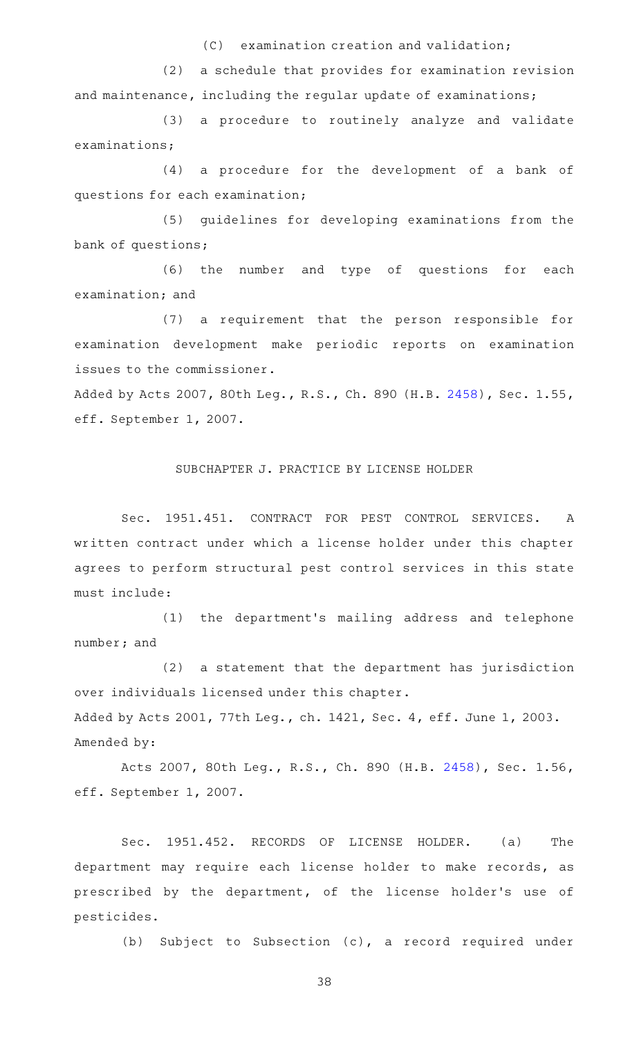(C) examination creation and validation;

(2) a schedule that provides for examination revision and maintenance, including the regular update of examinations;

(3) a procedure to routinely analyze and validate examinations;

(4) a procedure for the development of a bank of questions for each examination;

(5) guidelines for developing examinations from the bank of questions;

(6) the number and type of questions for each examination; and

(7) a requirement that the person responsible for examination development make periodic reports on examination issues to the commissioner.

Added by Acts 2007, 80th Leg., R.S., Ch. 890 (H.B. 2458), Sec. 1.55, eff. September 1, 2007.

SUBCHAPTER J. PRACTICE BY LICENSE HOLDER

Sec. 1951.451. CONTRACT FOR PEST CONTROL SERVICES. A written contract under which a license holder under this chapter agrees to perform structural pest control services in this state must include:

(1) the department's mailing address and telephone number; and

(2) a statement that the department has jurisdiction over individuals licensed under this chapter.

Added by Acts 2001, 77th Leg., ch. 1421, Sec. 4, eff. June 1, 2003.
Amended by:

Acts 2007, 80th Leg., R.S., Ch. 890 (H.B. 2458), Sec. 1.56, eff. September 1, 2007.

Sec. 1951.452. RECORDS OF LICENSE HOLDER. (a) The department may require each license holder to make records, as prescribed by the department, of the license holder's use of pesticides.

(b) Subject to Subsection (c), a record required under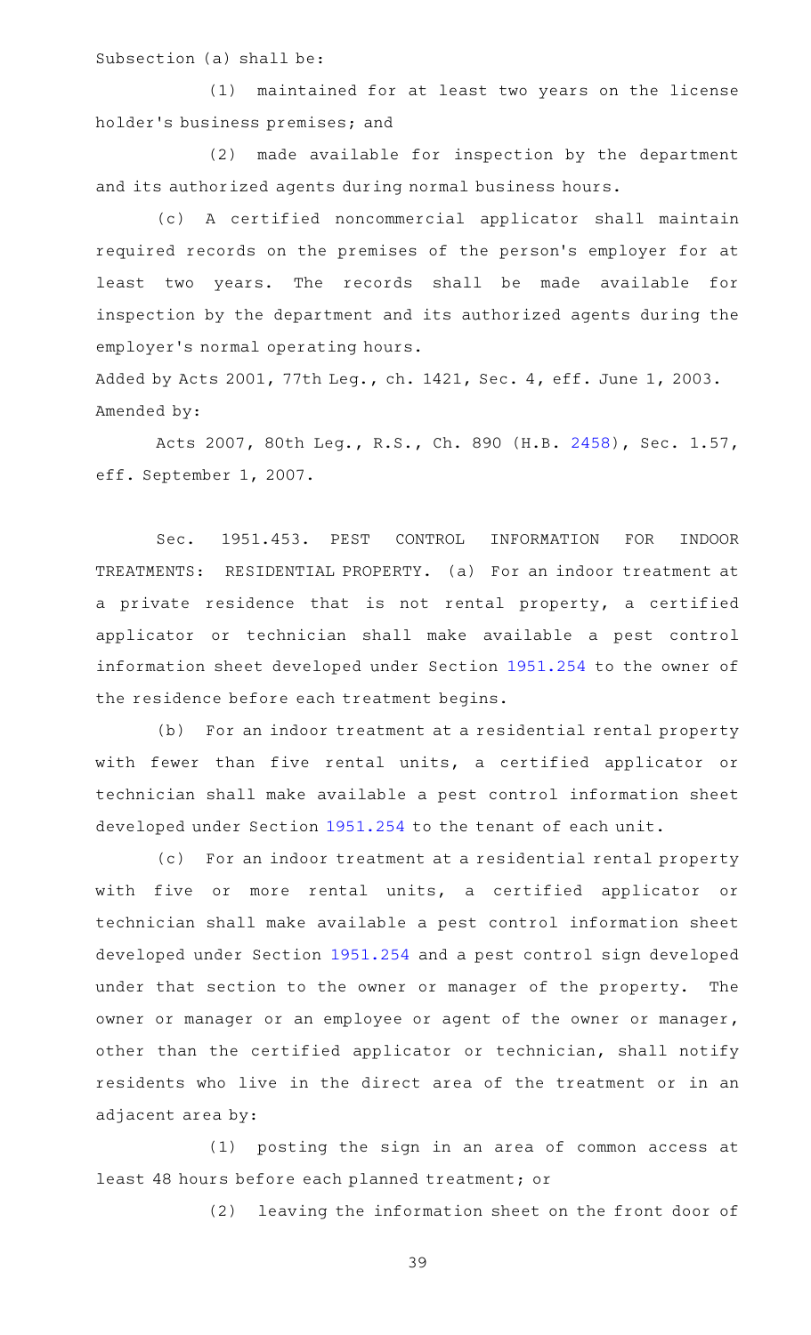Subsection (a) shall be:

(1) maintained for at least two years on the license holder's business premises; and

(2) made available for inspection by the department and its authorized agents during normal business hours.

(c) A certified noncommercial applicator shall maintain required records on the premises of the person's employer for at least two years. The records shall be made available for inspection by the department and its authorized agents during the employer's normal operating hours.

Added by Acts 2001, 77th Leg., ch. 1421, Sec. 4, eff. June 1, 2003.
Amended by:

Acts 2007, 80th Leg., R.S., Ch. 890 (H.B. 2458), Sec. 1.57, eff. September 1, 2007.

Sec. 1951.453. PEST CONTROL INFORMATION FOR INDOOR TREATMENTS: RESIDENTIAL PROPERTY. (a) For an indoor treatment at a private residence that is not rental property, a certified applicator or technician shall make available a pest control information sheet developed under Section 1951.254 to the owner of the residence before each treatment begins.

(b) For an indoor treatment at a residential rental property with fewer than five rental units, a certified applicator or technician shall make available a pest control information sheet developed under Section 1951.254 to the tenant of each unit.

(c) For an indoor treatment at a residential rental property with five or more rental units, a certified applicator or technician shall make available a pest control information sheet developed under Section 1951.254 and a pest control sign developed under that section to the owner or manager of the property. The owner or manager or an employee or agent of the owner or manager, other than the certified applicator or technician, shall notify residents who live in the direct area of the treatment or in an adjacent area by:

(1) posting the sign in an area of common access at least 48 hours before each planned treatment; or

(2) leaving the information sheet on the front door of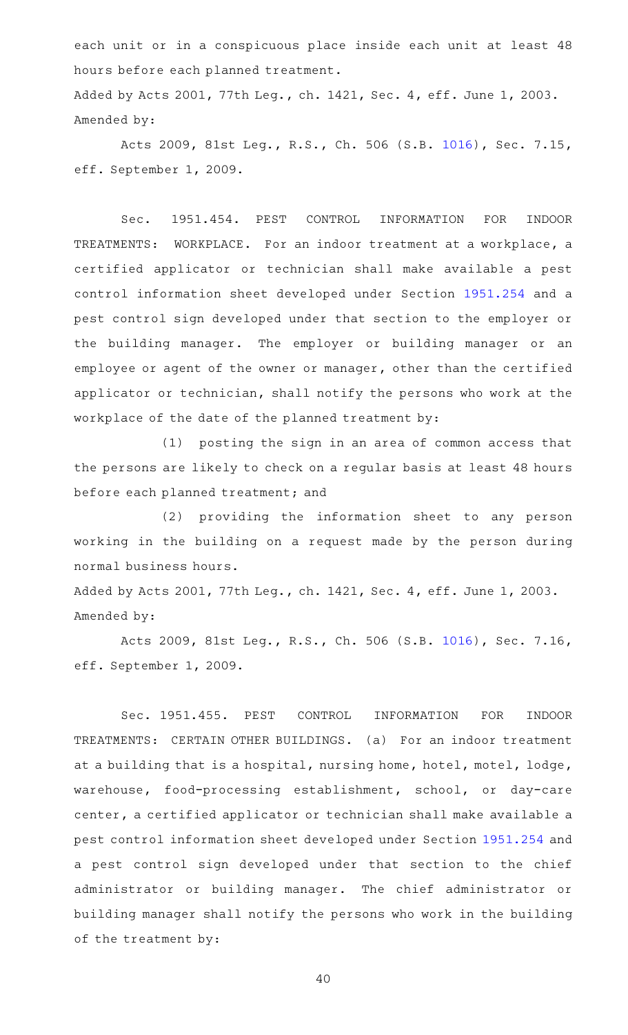each unit or in a conspicuous place inside each unit at least 48 hours before each planned treatment.

Added by Acts 2001, 77th Leg., ch. 1421, Sec. 4, eff. June 1, 2003.
Amended by:

Acts 2009, 81st Leg., R.S., Ch. 506 (S.B. 1016), Sec. 7.15, eff. September 1, 2009.

Sec. 1951.454. PEST CONTROL INFORMATION FOR INDOOR TREATMENTS: WORKPLACE. For an indoor treatment at a workplace, a certified applicator or technician shall make available a pest control information sheet developed under Section 1951.254 and a pest control sign developed under that section to the employer or the building manager. The employer or building manager or an employee or agent of the owner or manager, other than the certified applicator or technician, shall notify the persons who work at the workplace of the date of the planned treatment by:

(1) posting the sign in an area of common access that the persons are likely to check on a regular basis at least 48 hours before each planned treatment; and

(2) providing the information sheet to any person working in the building on a request made by the person during normal business hours.

Added by Acts 2001, 77th Leg., ch. 1421, Sec. 4, eff. June 1, 2003.
Amended by:

Acts 2009, 81st Leg., R.S., Ch. 506 (S.B. 1016), Sec. 7.16, eff. September 1, 2009.

Sec. 1951.455. PEST CONTROL INFORMATION FOR INDOOR TREATMENTS: CERTAIN OTHER BUILDINGS. (a) For an indoor treatment at a building that is a hospital, nursing home, hotel, motel, lodge, warehouse, food-processing establishment, school, or day-care center, a certified applicator or technician shall make available a pest control information sheet developed under Section 1951.254 and a pest control sign developed under that section to the chief administrator or building manager. The chief administrator or building manager shall notify the persons who work in the building of the treatment by: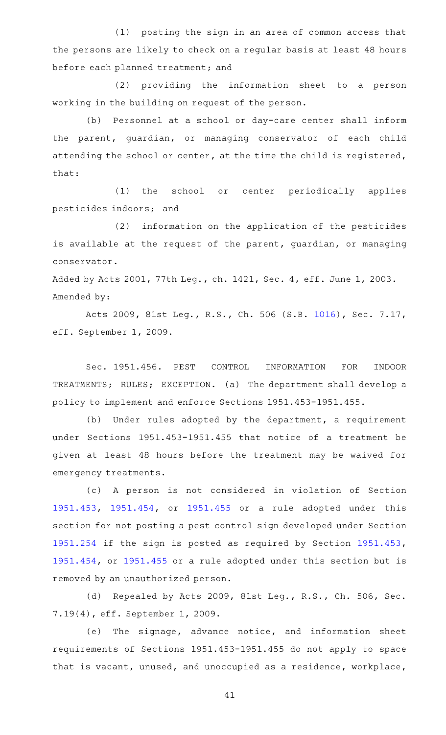(1) posting the sign in an area of common access that the persons are likely to check on a regular basis at least 48 hours before each planned treatment; and

(2) providing the information sheet to a person working in the building on request of the person.

(b) Personnel at a school or day-care center shall inform the parent, guardian, or managing conservator of each child attending the school or center, at the time the child is registered, that:

(1) the school or center periodically applies pesticides indoors; and

(2) information on the application of the pesticides is available at the request of the parent, guardian, or managing conservator.

Added by Acts 2001, 77th Leg., ch. 1421, Sec. 4, eff. June 1, 2003.
Amended by:

Acts 2009, 81st Leg., R.S., Ch. 506 (S.B. 1016), Sec. 7.17, eff. September 1, 2009.

Sec. 1951.456. PEST CONTROL INFORMATION FOR INDOOR TREATMENTS; RULES; EXCEPTION. (a) The department shall develop a policy to implement and enforce Sections 1951.453-1951.455.

(b) Under rules adopted by the department, a requirement under Sections 1951.453-1951.455 that notice of a treatment be given at least 48 hours before the treatment may be waived for emergency treatments.

(c) A person is not considered in violation of Section 1951.453, 1951.454, or 1951.455 or a rule adopted under this section for not posting a pest control sign developed under Section 1951.254 if the sign is posted as required by Section 1951.453, 1951.454, or 1951.455 or a rule adopted under this section but is removed by an unauthorized person.

(d) Repealed by Acts 2009, 81st Leg., R.S., Ch. 506, Sec. 7.19(4), eff. September 1, 2009.

(e) The signage, advance notice, and information sheet requirements of Sections 1951.453-1951.455 do not apply to space that is vacant, unused, and unoccupied as a residence, workplace,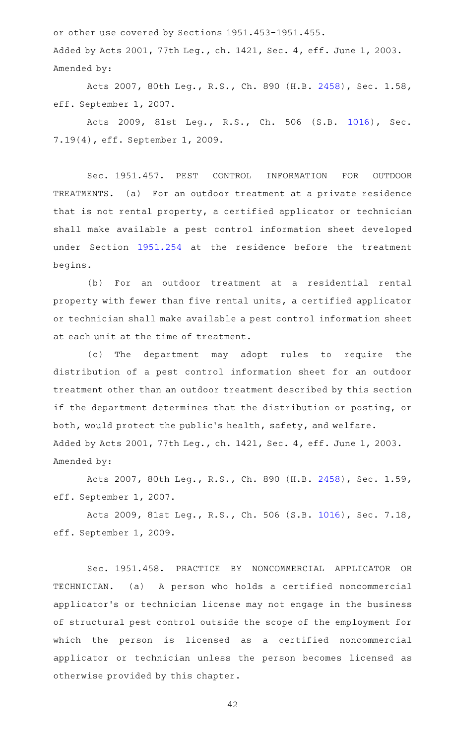or other use covered by Sections 1951.453-1951.455.

Added by Acts 2001, 77th Leg., ch. 1421, Sec. 4, eff. June 1, 2003.

Amended by:

Acts 2007, 80th Leg., R.S., Ch. 890 (H.B. 2458), Sec. 1.58, eff. September 1, 2007.

Acts 2009, 81st Leg., R.S., Ch. 506 (S.B. 1016), Sec. 7.19(4), eff. September 1, 2009.

Sec. 1951.457. PEST CONTROL INFORMATION FOR OUTDOOR TREATMENTS. (a) For an outdoor treatment at a private residence that is not rental property, a certified applicator or technician shall make available a pest control information sheet developed under Section 1951.254 at the residence before the treatment begins.

(b) For an outdoor treatment at a residential rental property with fewer than five rental units, a certified applicator or technician shall make available a pest control information sheet at each unit at the time of treatment.

(c) The department may adopt rules to require the distribution of a pest control information sheet for an outdoor treatment other than an outdoor treatment described by this section if the department determines that the distribution or posting, or both, would protect the public's health, safety, and welfare.

Added by Acts 2001, 77th Leg., ch. 1421, Sec. 4, eff. June 1, 2003.

Amended by:

Acts 2007, 80th Leg., R.S., Ch. 890 (H.B. 2458), Sec. 1.59, eff. September 1, 2007.

Acts 2009, 81st Leg., R.S., Ch. 506 (S.B. 1016), Sec. 7.18, eff. September 1, 2009.

Sec. 1951.458. PRACTICE BY NONCOMMERCIAL APPLICATOR OR TECHNICIAN. (a) A person who holds a certified noncommercial applicator's or technician license may not engage in the business of structural pest control outside the scope of the employment for which the person is licensed as a certified noncommercial applicator or technician unless the person becomes licensed as otherwise provided by this chapter.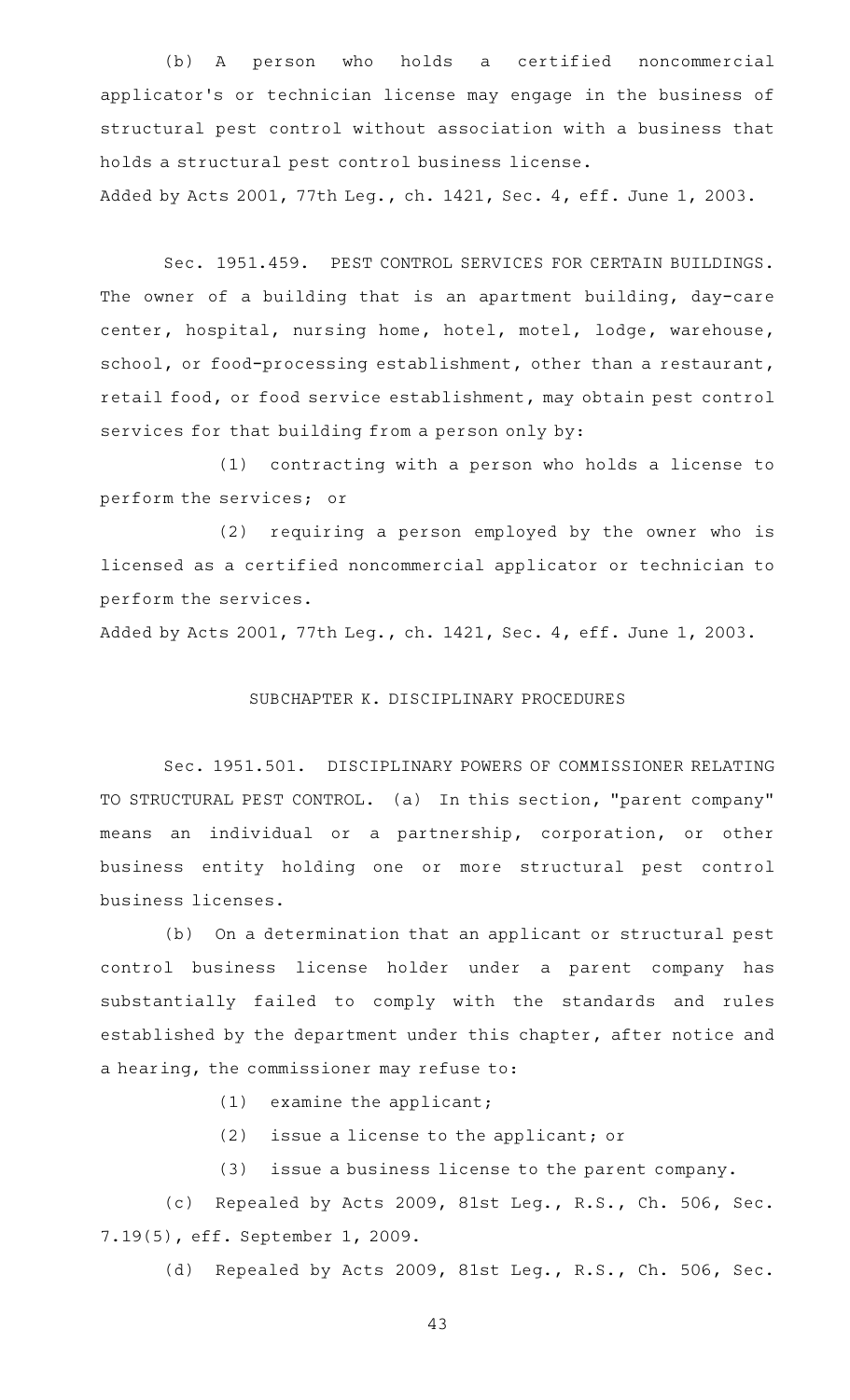(b) A person who holds a certified noncommercial applicator's or technician license may engage in the business of structural pest control without association with a business that holds a structural pest control business license.

Added by Acts 2001, 77th Leg., ch. 1421, Sec. 4, eff. June 1, 2003.

Sec. 1951.459. PEST CONTROL SERVICES FOR CERTAIN BUILDINGS. The owner of a building that is an apartment building, day-care center, hospital, nursing home, hotel, motel, lodge, warehouse, school, or food-processing establishment, other than a restaurant, retail food, or food service establishment, may obtain pest control services for that building from a person only by:

(1) contracting with a person who holds a license to perform the services; or

(2) requiring a person employed by the owner who is licensed as a certified noncommercial applicator or technician to perform the services.

Added by Acts 2001, 77th Leg., ch. 1421, Sec. 4, eff. June 1, 2003.

## SUBCHAPTER K. DISCIPLINARY PROCEDURES

Sec. 1951.501. DISCIPLINARY POWERS OF COMMISSIONER RELATING TO STRUCTURAL PEST CONTROL. (a) In this section, "parent company" means an individual or a partnership, corporation, or other business entity holding one or more structural pest control business licenses.

(b) On a determination that an applicant or structural pest control business license holder under a parent company has substantially failed to comply with the standards and rules established by the department under this chapter, after notice and a hearing, the commissioner may refuse to:

(1) examine the applicant;

(2) issue a license to the applicant; or

(3) issue a business license to the parent company.

(c) Repealed by Acts 2009, 81st Leg., R.S., Ch. 506, Sec. 7.19(5), eff. September 1, 2009.

(d) Repealed by Acts 2009, 81st Leg., R.S., Ch. 506, Sec.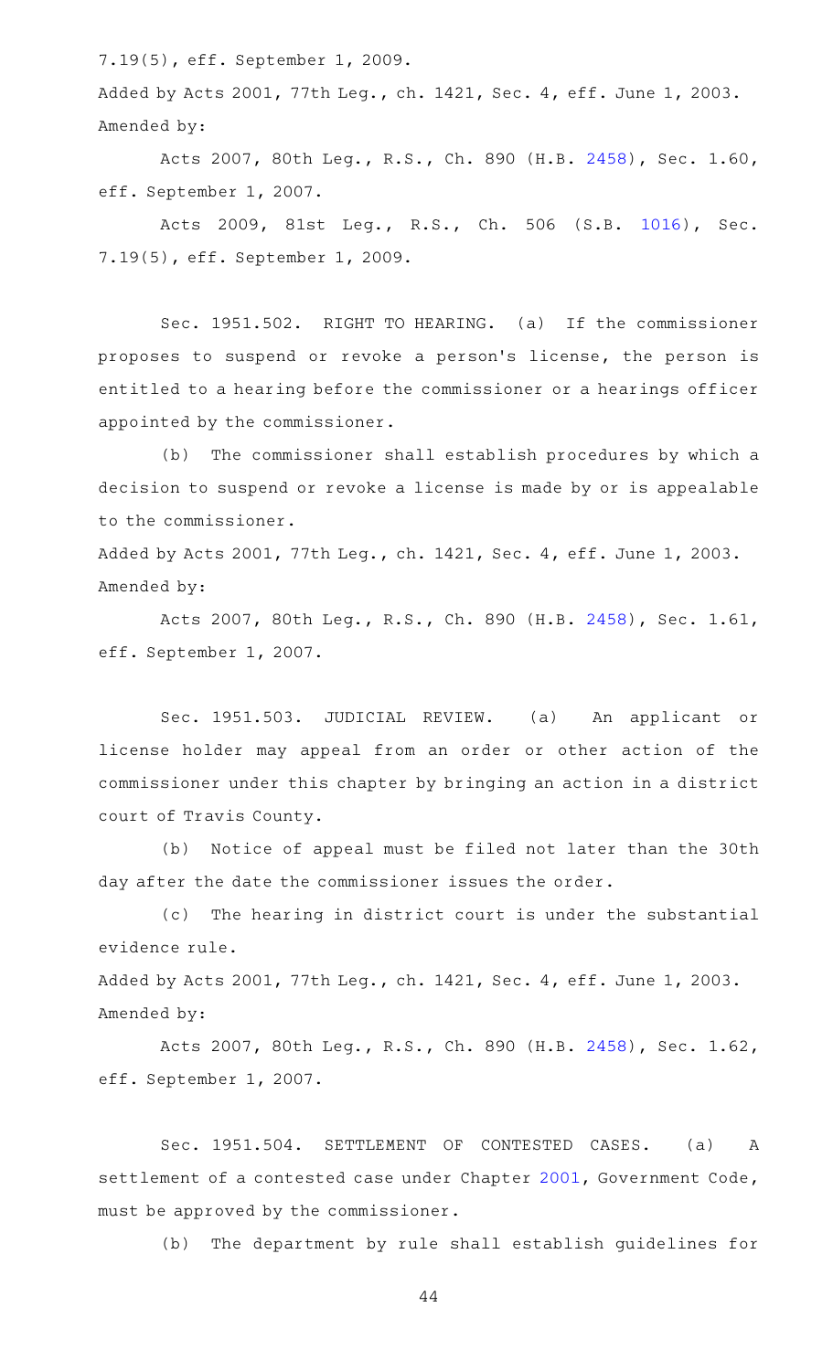7.19(5), eff. September 1, 2009.

Added by Acts 2001, 77th Leg., ch. 1421, Sec. 4, eff. June 1, 2003.
Amended by:

Acts 2007, 80th Leg., R.S., Ch. 890 (H.B. 2458), Sec. 1.60, eff. September 1, 2007.

Acts 2009, 81st Leg., R.S., Ch. 506 (S.B. 1016), Sec. 7.19(5), eff. September 1, 2009.

Sec. 1951.502. RIGHT TO HEARING. (a) If the commissioner proposes to suspend or revoke a person's license, the person is entitled to a hearing before the commissioner or a hearings officer appointed by the commissioner.

(b) The commissioner shall establish procedures by which a decision to suspend or revoke a license is made by or is appealable to the commissioner.

Added by Acts 2001, 77th Leg., ch. 1421, Sec. 4, eff. June 1, 2003.
Amended by:

Acts 2007, 80th Leg., R.S., Ch. 890 (H.B. 2458), Sec. 1.61, eff. September 1, 2007.

Sec. 1951.503. JUDICIAL REVIEW. (a) An applicant or license holder may appeal from an order or other action of the commissioner under this chapter by bringing an action in a district court of Travis County.

(b) Notice of appeal must be filed not later than the 30th day after the date the commissioner issues the order.

(c) The hearing in district court is under the substantial evidence rule.

Added by Acts 2001, 77th Leg., ch. 1421, Sec. 4, eff. June 1, 2003.
Amended by:

Acts 2007, 80th Leg., R.S., Ch. 890 (H.B. 2458), Sec. 1.62, eff. September 1, 2007.

Sec. 1951.504. SETTLEMENT OF CONTESTED CASES. (a) A settlement of a contested case under Chapter 2001, Government Code, must be approved by the commissioner.

(b) The department by rule shall establish guidelines for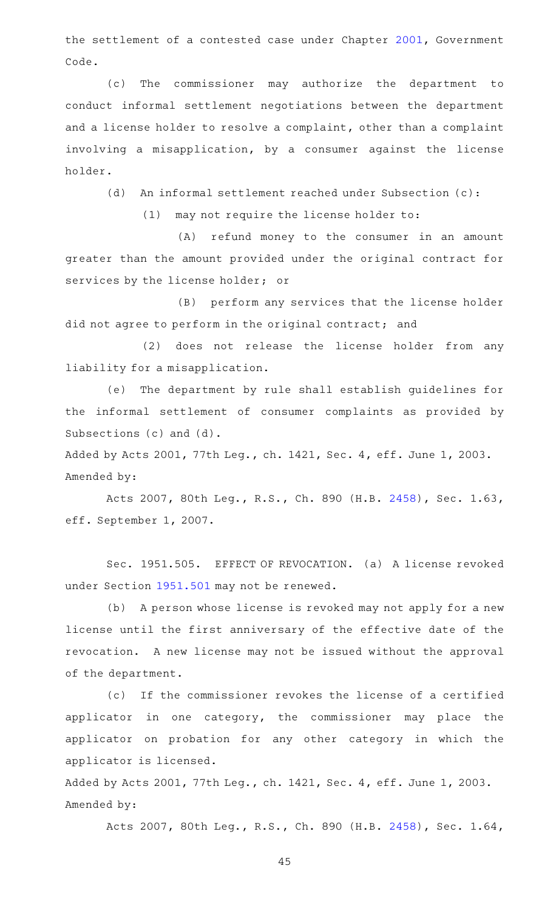the settlement of a contested case under Chapter 2001, Government Code.

(c) The commissioner may authorize the department to conduct informal settlement negotiations between the department and a license holder to resolve a complaint, other than a complaint involving a misapplication, by a consumer against the license holder.

(d) An informal settlement reached under Subsection (c):

(1) may not require the license holder to:

(A) refund money to the consumer in an amount greater than the amount provided under the original contract for services by the license holder; or

(B) perform any services that the license holder did not agree to perform in the original contract; and

(2) does not release the license holder from any liability for a misapplication.

(e) The department by rule shall establish guidelines for the informal settlement of consumer complaints as provided by Subsections (c) and (d).

Added by Acts 2001, 77th Leg., ch. 1421, Sec. 4, eff. June 1, 2003.
Amended by:

Acts 2007, 80th Leg., R.S., Ch. 890 (H.B. 2458), Sec. 1.63, eff. September 1, 2007.

Sec. 1951.505. EFFECT OF REVOCATION. (a) A license revoked under Section 1951.501 may not be renewed.

(b) A person whose license is revoked may not apply for a new license until the first anniversary of the effective date of the revocation. A new license may not be issued without the approval of the department.

(c) If the commissioner revokes the license of a certified applicator in one category, the commissioner may place the applicator on probation for any other category in which the applicator is licensed.

Added by Acts 2001, 77th Leg., ch. 1421, Sec. 4, eff. June 1, 2003.
Amended by:

Acts 2007, 80th Leg., R.S., Ch. 890 (H.B. 2458), Sec. 1.64,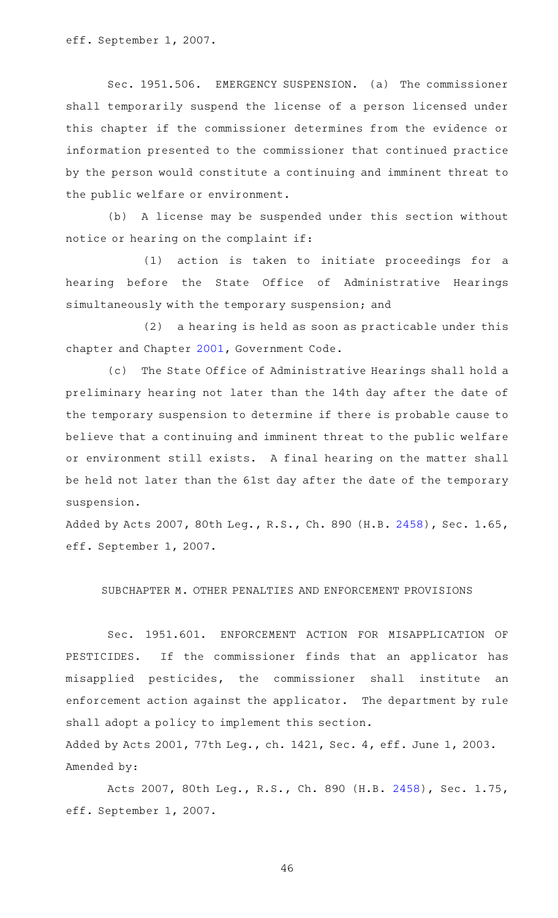eff. September 1, 2007.

Sec. 1951.506. EMERGENCY SUSPENSION. (a) The commissioner shall temporarily suspend the license of a person licensed under this chapter if the commissioner determines from the evidence or information presented to the commissioner that continued practice by the person would constitute a continuing and imminent threat to the public welfare or environment.

(b) A license may be suspended under this section without notice or hearing on the complaint if:

(1) action is taken to initiate proceedings for a hearing before the State Office of Administrative Hearings simultaneously with the temporary suspension; and

(2) a hearing is held as soon as practicable under this chapter and Chapter 2001, Government Code.

(c) The State Office of Administrative Hearings shall hold a preliminary hearing not later than the 14th day after the date of the temporary suspension to determine if there is probable cause to believe that a continuing and imminent threat to the public welfare or environment still exists. A final hearing on the matter shall be held not later than the 61st day after the date of the temporary suspension.

Added by Acts 2007, 80th Leg., R.S., Ch. 890 (H.B. 2458), Sec. 1.65, eff. September 1, 2007.

SUBCHAPTER M. OTHER PENALTIES AND ENFORCEMENT PROVISIONS

Sec. 1951.601. ENFORCEMENT ACTION FOR MISAPPLICATION OF PESTICIDES. If the commissioner finds that an applicator has misapplied pesticides, the commissioner shall institute an enforcement action against the applicator. The department by rule shall adopt a policy to implement this section.

Added by Acts 2001, 77th Leg., ch. 1421, Sec. 4, eff. June 1, 2003.
Amended by:

Acts 2007, 80th Leg., R.S., Ch. 890 (H.B. 2458), Sec. 1.75, eff. September 1, 2007.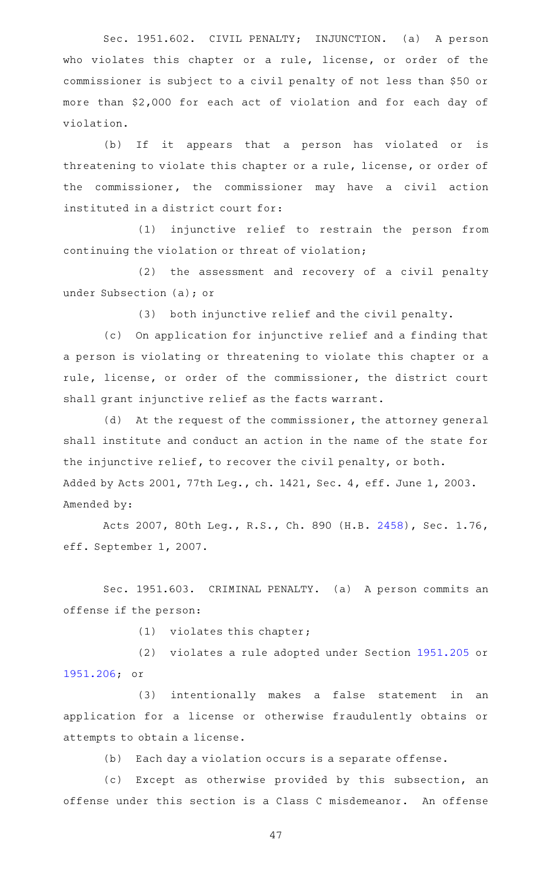Sec. 1951.602. CIVIL PENALTY; INJUNCTION. (a) A person who violates this chapter or a rule, license, or order of the commissioner is subject to a civil penalty of not less than $50 or more than $2,000 for each act of violation and for each day of violation.

(b) If it appears that a person has violated or is threatening to violate this chapter or a rule, license, or order of the commissioner, the commissioner may have a civil action instituted in a district court for:

(1) injunctive relief to restrain the person from continuing the violation or threat of violation;

(2) the assessment and recovery of a civil penalty under Subsection (a); or

(3) both injunctive relief and the civil penalty.

(c) On application for injunctive relief and a finding that a person is violating or threatening to violate this chapter or a rule, license, or order of the commissioner, the district court shall grant injunctive relief as the facts warrant.

(d) At the request of the commissioner, the attorney general shall institute and conduct an action in the name of the state for the injunctive relief, to recover the civil penalty, or both.

Added by Acts 2001, 77th Leg., ch. 1421, Sec. 4, eff. June 1, 2003.

Amended by:

Acts 2007, 80th Leg., R.S., Ch. 890 (H.B. 2458), Sec. 1.76, eff. September 1, 2007.

Sec. 1951.603. CRIMINAL PENALTY. (a) A person commits an offense if the person:

(1) violates this chapter;

(2) violates a rule adopted under Section 1951.205 or 1951.206; or

(3) intentionally makes a false statement in an application for a license or otherwise fraudulently obtains or attempts to obtain a license.

(b) Each day a violation occurs is a separate offense.

(c) Except as otherwise provided by this subsection, an offense under this section is a Class C misdemeanor. An offense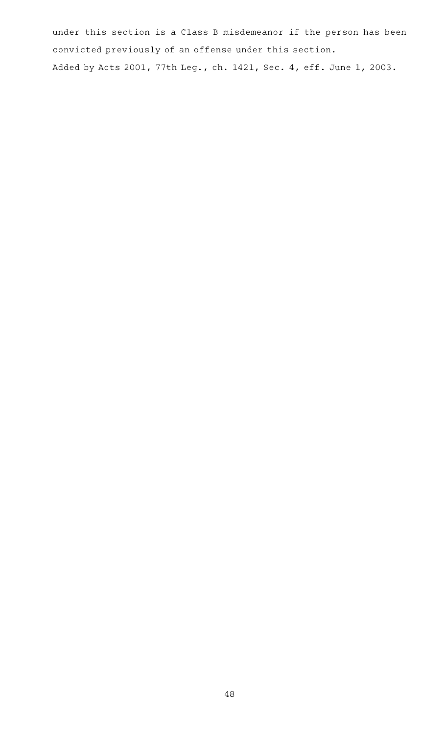under this section is a Class B misdemeanor if the person has been convicted previously of an offense under this section.

Added by Acts 2001, 77th Leg., ch. 1421, Sec. 4, eff. June 1, 2003.